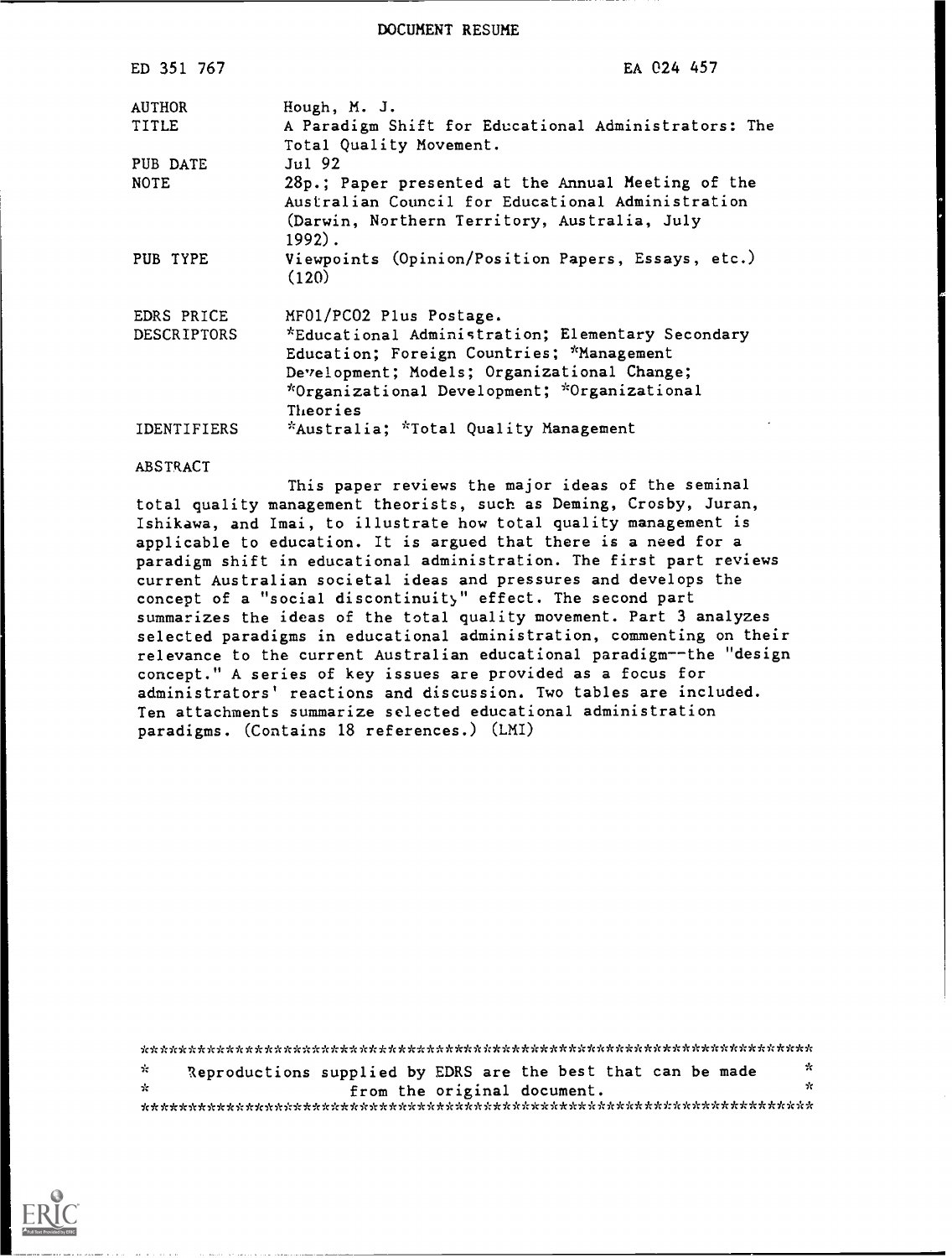DOCUMENT RESUME

| | |
|---|---|
| ED 351 767 | EA 024 457 |
| AUTHOR | Hough, M. J. |
| TITLE | A Paradigm Shift for Educational Administrators: The Total Quality Movement. |
| PUB DATE | Jul 92 |
| NOTE | 28p.; Paper presented at the Annual Meeting of the Australian Council for Educational Administration (Darwin, Northern Territory, Australia, July 1992). |
| PUB TYPE | Viewpoints (Opinion/Position Papers, Essays, etc.) (120) |
| EDRS PRICE | MF01/PC02 Plus Postage. |
| DESCRIPTORS | *Educational Administration; Elementary Secondary Education; Foreign Countries; *Management Development; Models; Organizational Change; *Organizational Development; *Organizational Theories |
| IDENTIFIERS | *Australia; *Total Quality Management |

ABSTRACT

This paper reviews the major ideas of the seminal total quality management theorists, such as Deming, Crosby, Juran, Ishikawa, and Imai, to illustrate how total quality management is applicable to education. It is argued that there is a need for a paradigm shift in educational administration. The first part reviews current Australian societal ideas and pressures and develops the concept of a "social discontinuity" effect. The second part summarizes the ideas of the total quality movement. Part 3 analyzes selected paradigms in educational administration, commenting on their relevance to the current Australian educational paradigm--the "design concept." A series of key issues are provided as a focus for administrators' reactions and discussion. Two tables are included. Ten attachments summarize selected educational administration paradigms. (Contains 18 references.) (LMI)

***********************************************************************
* Reproductions supplied by EDRS are the best that can be made *
* from the original document. *
***********************************************************************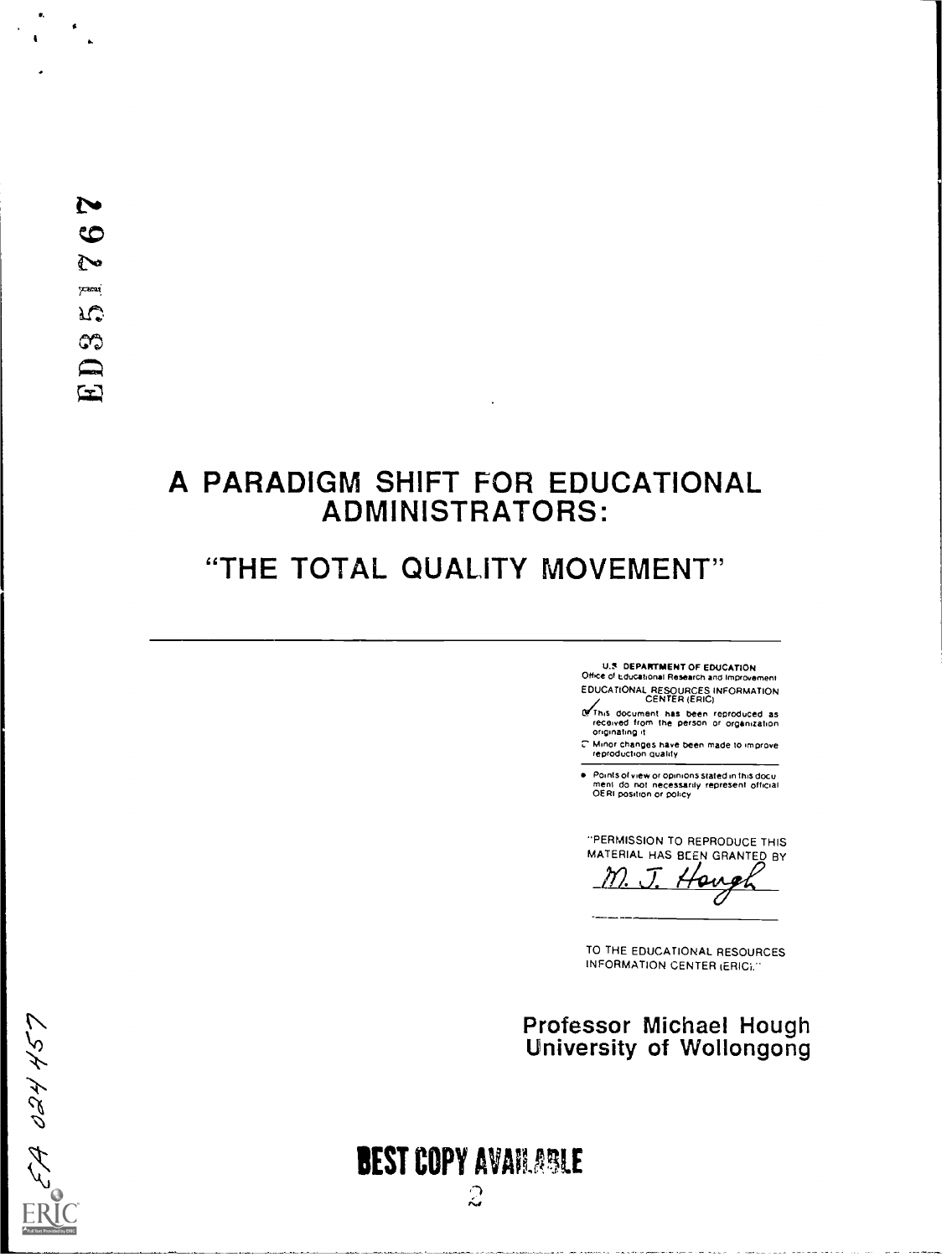ED351767

# A PARADIGM SHIFT FOR EDUCATIONAL ADMINISTRATORS:

## "THE TOTAL QUALITY MOVEMENT"

---

U.S. DEPARTMENT OF EDUCATION
Office of Educational Research and Improvement
EDUCATIONAL RESOURCES INFORMATION CENTER (ERIC)

☑ This document has been reproduced as received from the person or organization originating it

☐ Minor changes have been made to improve reproduction quality

- Points of view or opinions stated in this document do not necessarily represent official OERI position or policy

"PERMISSION TO REPRODUCE THIS MATERIAL HAS BEEN GRANTED BY

M. J. Hough

TO THE EDUCATIONAL RESOURCES INFORMATION CENTER (ERIC)."

Professor Michael Hough
University of Wollongong

EA 024 457

BEST COPY AVAILABLE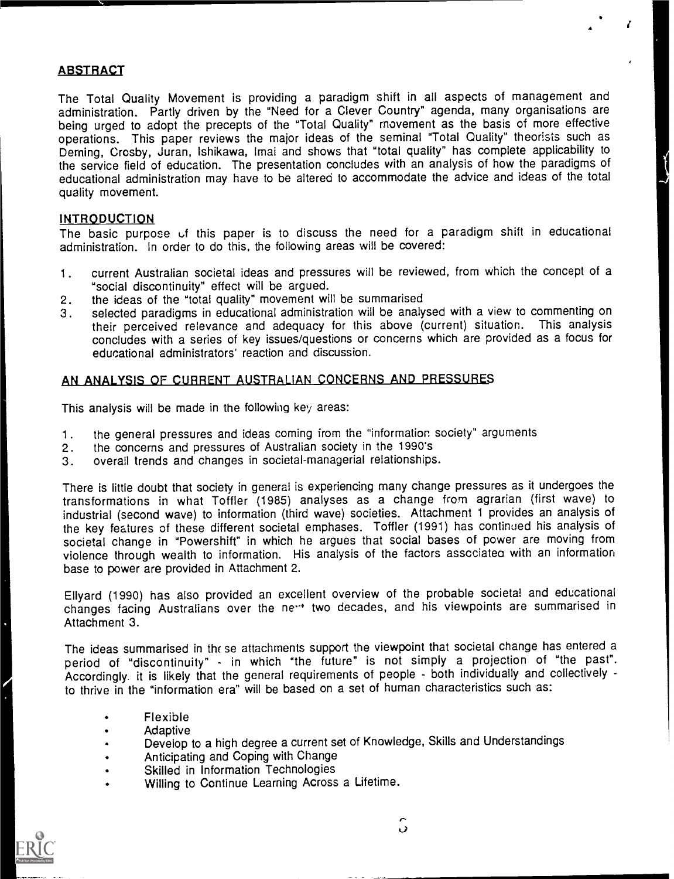## ABSTRACT

The Total Quality Movement is providing a paradigm shift in all aspects of management and administration. Partly driven by the "Need for a Clever Country" agenda, many organisations are being urged to adopt the precepts of the "Total Quality" movement as the basis of more effective operations. This paper reviews the major ideas of the seminal "Total Quality" theorists such as Deming, Crosby, Juran, Ishikawa, Imai and shows that "total quality" has complete applicability to the service field of education. The presentation concludes with an analysis of how the paradigms of educational administration may have to be altered to accommodate the advice and ideas of the total quality movement.

## INTRODUCTION

The basic purpose of this paper is to discuss the need for a paradigm shift in educational administration. In order to do this, the following areas will be covered:

1. current Australian societal ideas and pressures will be reviewed, from which the concept of a "social discontinuity" effect will be argued.
2. the ideas of the "total quality" movement will be summarised
3. selected paradigms in educational administration will be analysed with a view to commenting on their perceived relevance and adequacy for this above (current) situation. This analysis concludes with a series of key issues/questions or concerns which are provided as a focus for educational administrators' reaction and discussion.

## AN ANALYSIS OF CURRENT AUSTRALIAN CONCERNS AND PRESSURES

This analysis will be made in the following key areas:

1. the general pressures and ideas coming from the "information society" arguments
2. the concerns and pressures of Australian society in the 1990's
3. overall trends and changes in societal-managerial relationships.

There is little doubt that society in general is experiencing many change pressures as it undergoes the transformations in what Toffler (1985) analyses as a change from agrarian (first wave) to industrial (second wave) to information (third wave) societies. Attachment 1 provides an analysis of the key features of these different societal emphases. Toffler (1991) has continued his analysis of societal change in "Powershift" in which he argues that social bases of power are moving from violence through wealth to information. His analysis of the factors associated with an information base to power are provided in Attachment 2.

Ellyard (1990) has also provided an excellent overview of the probable societal and educational changes facing Australians over the next two decades, and his viewpoints are summarised in Attachment 3.

The ideas summarised in these attachments support the viewpoint that societal change has entered a period of "discontinuity" - in which "the future" is not simply a projection of "the past". Accordingly it is likely that the general requirements of people - both individually and collectively - to thrive in the "information era" will be based on a set of human characteristics such as:

- Flexible
- Adaptive
- Develop to a high degree a current set of Knowledge, Skills and Understandings
- Anticipating and Coping with Change
- Skilled in Information Technologies
- Willing to Continue Learning Across a Lifetime.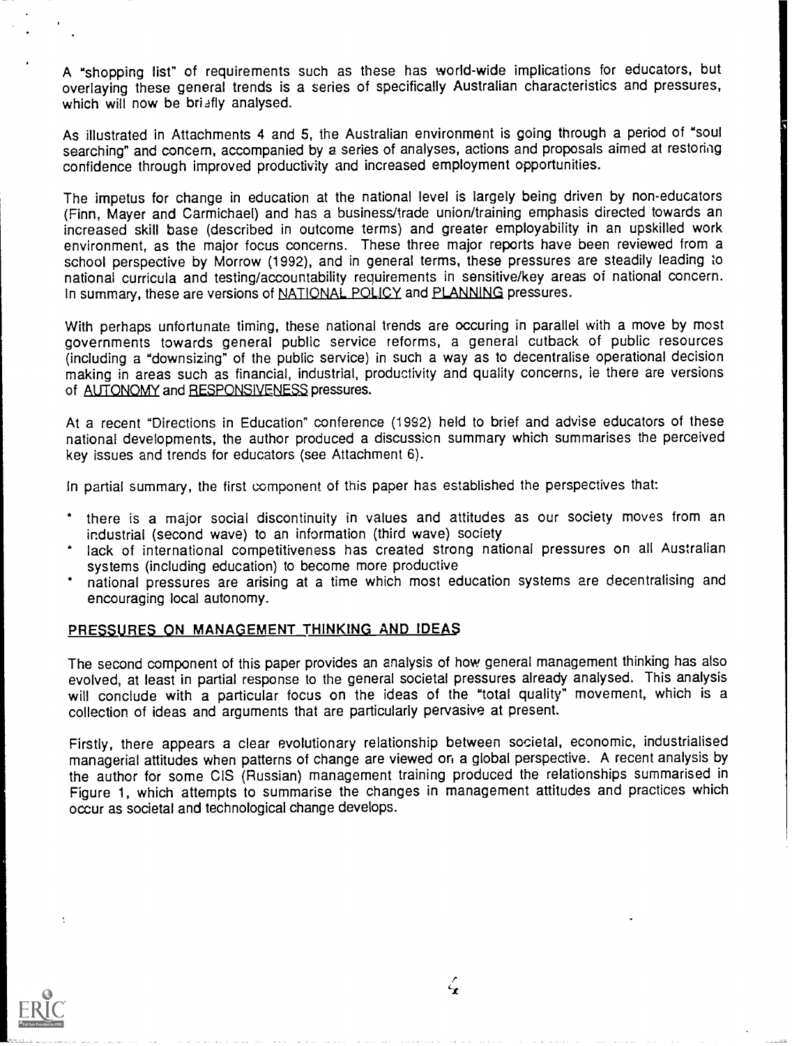A "shopping list" of requirements such as these has world-wide implications for educators, but overlaying these general trends is a series of specifically Australian characteristics and pressures, which will now be briefly analysed.

As illustrated in Attachments 4 and 5, the Australian environment is going through a period of "soul searching" and concern, accompanied by a series of analyses, actions and proposals aimed at restoring confidence through improved productivity and increased employment opportunities.

The impetus for change in education at the national level is largely being driven by non-educators (Finn, Mayer and Carmichael) and has a business/trade union/training emphasis directed towards an increased skill base (described in outcome terms) and greater employability in an upskilled work environment, as the major focus concerns. These three major reports have been reviewed from a school perspective by Morrow (1992), and in general terms, these pressures are steadily leading to national curricula and testing/accountability requirements in sensitive/key areas of national concern. In summary, these are versions of NATIONAL POLICY and PLANNING pressures.

With perhaps unfortunate timing, these national trends are occuring in parallel with a move by most governments towards general public service reforms, a general cutback of public resources (including a "downsizing" of the public service) in such a way as to decentralise operational decision making in areas such as financial, industrial, productivity and quality concerns, ie there are versions of AUTONOMY and RESPONSIVENESS pressures.

At a recent "Directions in Education" conference (1992) held to brief and advise educators of these national developments, the author produced a discussion summary which summarises the perceived key issues and trends for educators (see Attachment 6).

In partial summary, the first component of this paper has established the perspectives that:

- there is a major social discontinuity in values and attitudes as our society moves from an industrial (second wave) to an information (third wave) society
- lack of international competitiveness has created strong national pressures on all Australian systems (including education) to become more productive
- national pressures are arising at a time which most education systems are decentralising and encouraging local autonomy.

## PRESSURES ON MANAGEMENT THINKING AND IDEAS

The second component of this paper provides an analysis of how general management thinking has also evolved, at least in partial response to the general societal pressures already analysed. This analysis will conclude with a particular focus on the ideas of the "total quality" movement, which is a collection of ideas and arguments that are particularly pervasive at present.

Firstly, there appears a clear evolutionary relationship between societal, economic, industrialised managerial attitudes when patterns of change are viewed on a global perspective. A recent analysis by the author for some CIS (Russian) management training produced the relationships summarised in Figure 1, which attempts to summarise the changes in management attitudes and practices which occur as societal and technological change develops.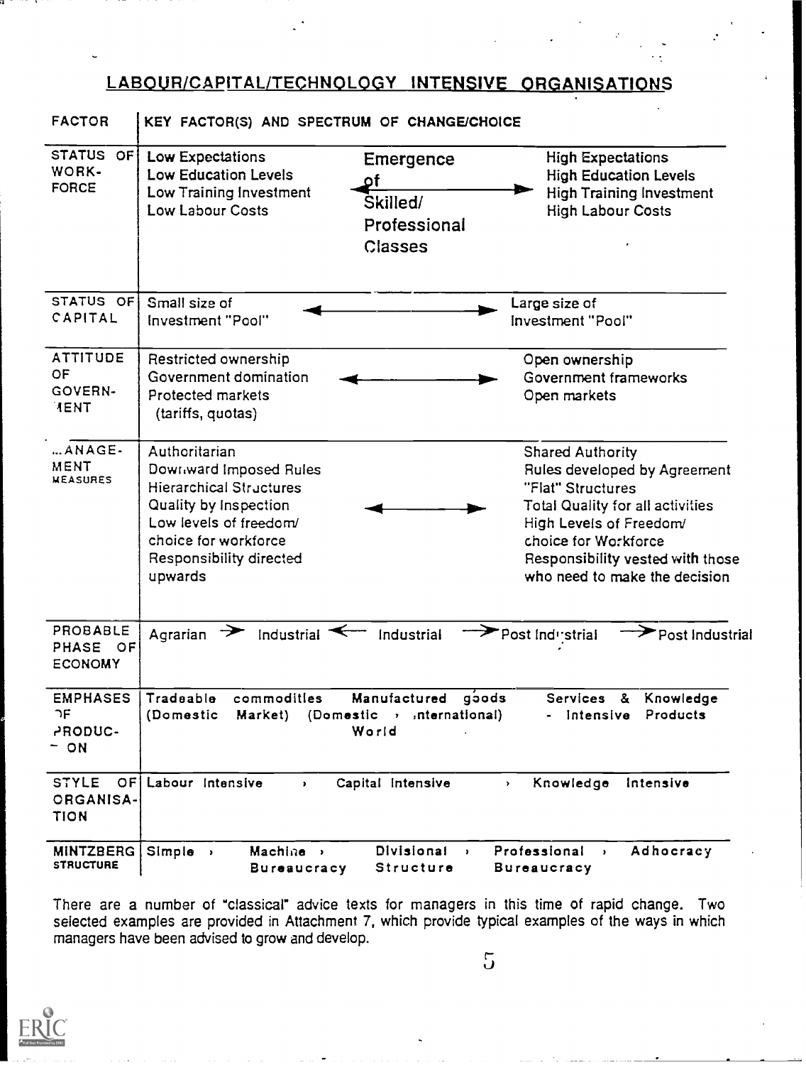## LABOUR/CAPITAL/TECHNOLOGY INTENSIVE ORGANISATIONS

| FACTOR | KEY FACTOR(S) AND SPECTRUM OF CHANGE/CHOICE | | |
|---|---|---|---|
| STATUS OF WORK-FORCE | Low Expectations<br>Low Education Levels<br>Low Training Investment<br>Low Labour Costs | ← Emergence of Skilled/ Professional Classes → | High Expectations<br>High Education Levels<br>High Training Investment<br>High Labour Costs |
| STATUS OF CAPITAL | Small size of Investment "Pool" | ←→ | Large size of Investment "Pool" |
| ATTITUDE OF GOVERN-MENT | Restricted ownership<br>Government domination<br>Protected markets (tariffs, quotas) | ←→ | Open ownership<br>Government frameworks<br>Open markets |
| MANAGE-MENT MEASURES | Authoritarian<br>Downward Imposed Rules<br>Hierarchical Structures<br>Quality by Inspection<br>Low levels of freedom/ choice for workforce<br>Responsibility directed upwards | ←→ | Shared Authority<br>Rules developed by Agreement<br>"Flat" Structures<br>Total Quality for all activities<br>High Levels of Freedom/ choice for Workforce<br>Responsibility vested with those who need to make the decision |
| PROBABLE PHASE OF ECONOMY | Agrarian → Industrial ← Industrial → Post Industrial → Post Industrial | | |
| EMPHASES OF PRODUC-TION | Tradeable commodities (Domestic Market) | Manufactured goods (Domestic › International) World | Services & Knowledge - Intensive Products |
| STYLE OF ORGANISA-TION | Labour Intensive › | Capital Intensive › | Knowledge Intensive |
| MINTZBERG STRUCTURE | Simple › Machine › Bureaucracy | Divisional › Structure | Professional › Adhocracy Bureaucracy |

There are a number of "classical" advice texts for managers in this time of rapid change. Two selected examples are provided in Attachment 7, which provide typical examples of the ways in which managers have been advised to grow and develop.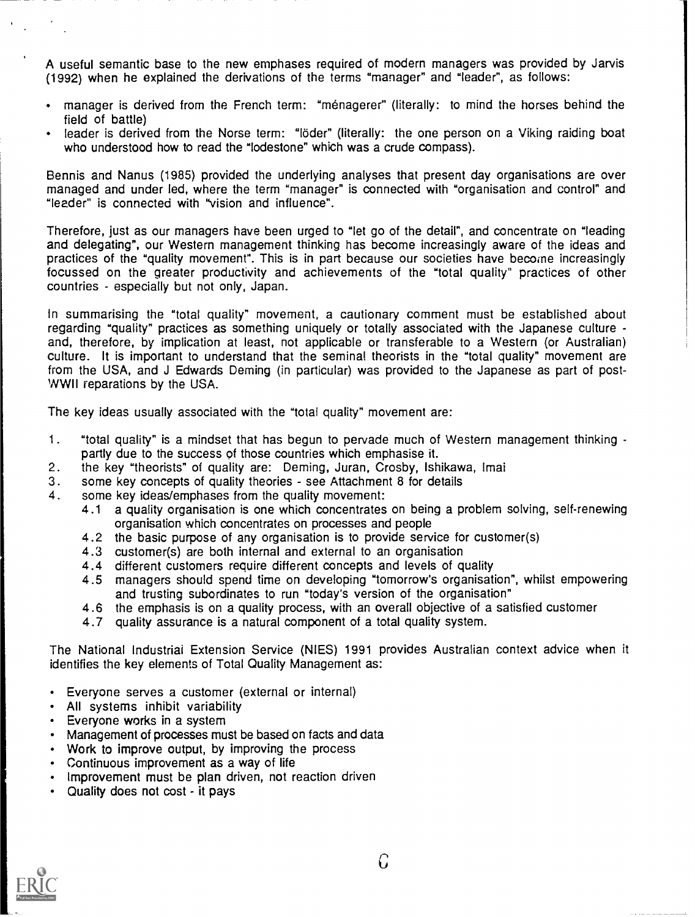A useful semantic base to the new emphases required of modern managers was provided by Jarvis (1992) when he explained the derivations of the terms "manager" and "leader", as follows:

- manager is derived from the French term: "ménagerer" (literally: to mind the horses behind the field of battle)
- leader is derived from the Norse term: "löder" (literally: the one person on a Viking raiding boat who understood how to read the "lodestone" which was a crude compass).

Bennis and Nanus (1985) provided the underlying analyses that present day organisations are over managed and under led, where the term "manager" is connected with "organisation and control" and "leader" is connected with "vision and influence".

Therefore, just as our managers have been urged to "let go of the detail", and concentrate on "leading and delegating", our Western management thinking has become increasingly aware of the ideas and practices of the "quality movement". This is in part because our societies have become increasingly focussed on the greater productivity and achievements of the "total quality" practices of other countries - especially but not only, Japan.

In summarising the "total quality" movement, a cautionary comment must be established about regarding "quality" practices as something uniquely or totally associated with the Japanese culture - and, therefore, by implication at least, not applicable or transferable to a Western (or Australian) culture. It is important to understand that the seminal theorists in the "total quality" movement are from the USA, and J Edwards Deming (in particular) was provided to the Japanese as part of post-WWII reparations by the USA.

The key ideas usually associated with the "total quality" movement are:

1. "total quality" is a mindset that has begun to pervade much of Western management thinking - partly due to the success of those countries which emphasise it.
2. the key "theorists" of quality are: Deming, Juran, Crosby, Ishikawa, Imai
3. some key concepts of quality theories - see Attachment 8 for details
4. some key ideas/emphases from the quality movement:
   - 4.1 a quality organisation is one which concentrates on being a problem solving, self-renewing organisation which concentrates on processes and people
   - 4.2 the basic purpose of any organisation is to provide service for customer(s)
   - 4.3 customer(s) are both internal and external to an organisation
   - 4.4 different customers require different concepts and levels of quality
   - 4.5 managers should spend time on developing "tomorrow's organisation", whilst empowering and trusting subordinates to run "today's version of the organisation"
   - 4.6 the emphasis is on a quality process, with an overall objective of a satisfied customer
   - 4.7 quality assurance is a natural component of a total quality system.

The National Industrial Extension Service (NIES) 1991 provides Australian context advice when it identifies the key elements of Total Quality Management as:

- Everyone serves a customer (external or internal)
- All systems inhibit variability
- Everyone works in a system
- Management of processes must be based on facts and data
- Work to improve output, by improving the process
- Continuous improvement as a way of life
- Improvement must be plan driven, not reaction driven
- Quality does not cost - it pays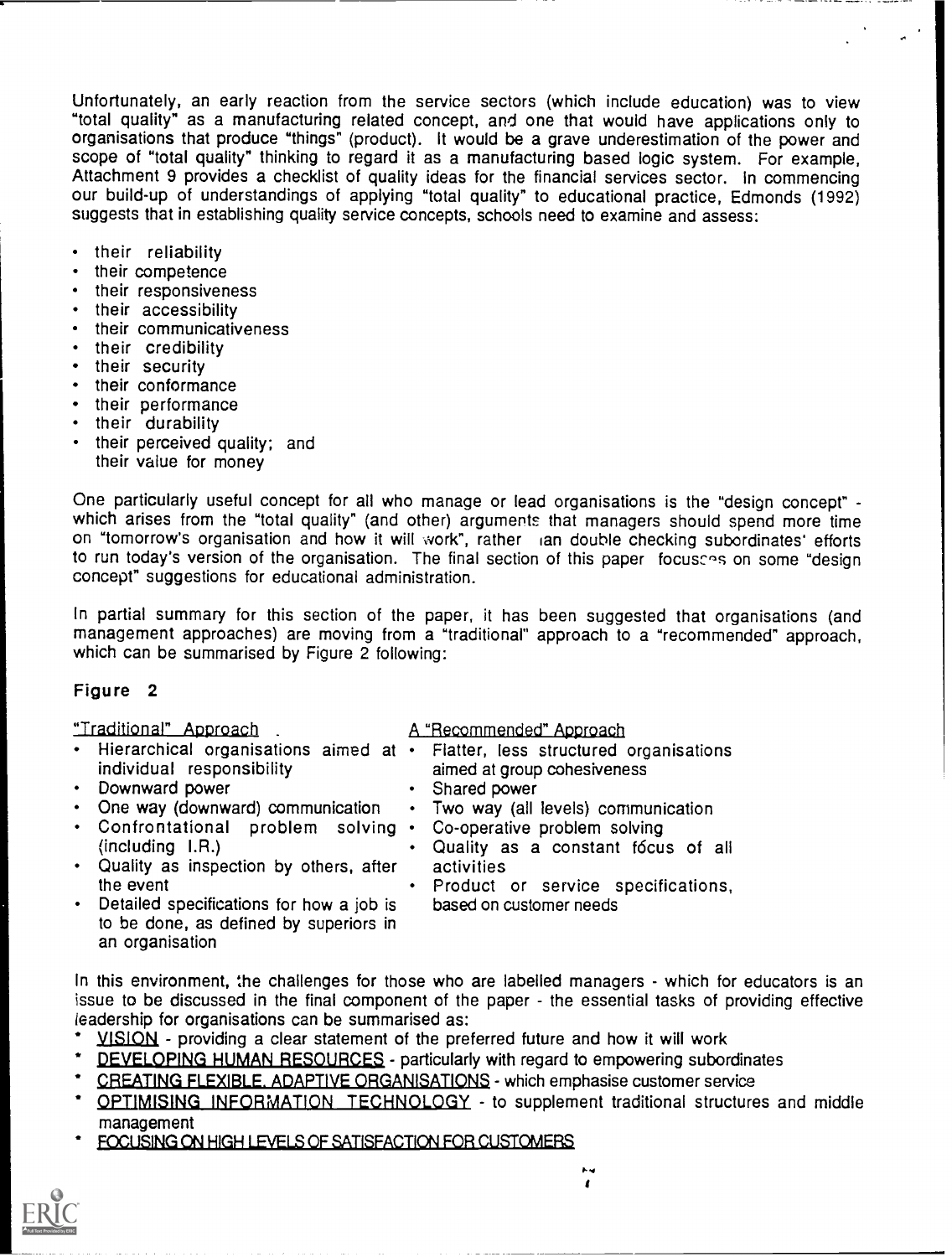Unfortunately, an early reaction from the service sectors (which include education) was to view "total quality" as a manufacturing related concept, and one that would have applications only to organisations that produce "things" (product). It would be a grave underestimation of the power and scope of "total quality" thinking to regard it as a manufacturing based logic system. For example, Attachment 9 provides a checklist of quality ideas for the financial services sector. In commencing our build-up of understandings of applying "total quality" to educational practice, Edmonds (1992) suggests that in establishing quality service concepts, schools need to examine and assess:

- their reliability
- their competence
- their responsiveness
- their accessibility
- their communicativeness
- their credibility
- their security
- their conformance
- their performance
- their durability
- their perceived quality; and
  their value for money

One particularly useful concept for all who manage or lead organisations is the "design concept" - which arises from the "total quality" (and other) arguments that managers should spend more time on "tomorrow's organisation and how it will work", rather than double checking subordinates' efforts to run today's version of the organisation. The final section of this paper focusses on some "design concept" suggestions for educational administration.

In partial summary for this section of the paper, it has been suggested that organisations (and management approaches) are moving from a "traditional" approach to a "recommended" approach, which can be summarised by Figure 2 following:

**Figure 2**

| "Traditional" Approach | A "Recommended" Approach |
|---|---|
| • Hierarchical organisations aimed at individual responsibility | • Flatter, less structured organisations aimed at group cohesiveness |
| • Downward power | • Shared power |
| • One way (downward) communication | • Two way (all levels) communication |
| • Confrontational problem solving (including I.R.) | • Co-operative problem solving |
| • Quality as inspection by others, after the event | • Quality as a constant focus of all activities |
| • Detailed specifications for how a job is to be done, as defined by superiors in an organisation | • Product or service specifications, based on customer needs |

In this environment, the challenges for those who are labelled managers - which for educators is an issue to be discussed in the final component of the paper - the essential tasks of providing effective leadership for organisations can be summarised as:

* VISION - providing a clear statement of the preferred future and how it will work
* DEVELOPING HUMAN RESOURCES - particularly with regard to empowering subordinates
* CREATING FLEXIBLE, ADAPTIVE ORGANISATIONS - which emphasise customer service
* OPTIMISING INFORMATION TECHNOLOGY - to supplement traditional structures and middle management
* FOCUSING ON HIGH LEVELS OF SATISFACTION FOR CUSTOMERS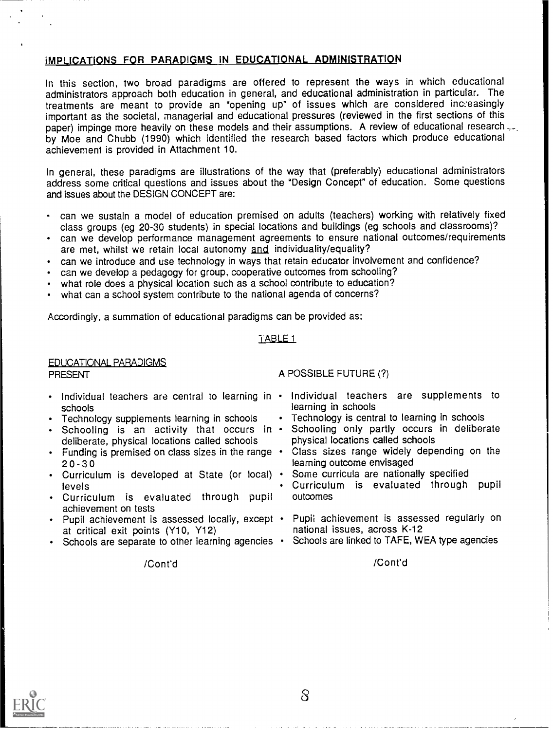## IMPLICATIONS FOR PARADIGMS IN EDUCATIONAL ADMINISTRATION

In this section, two broad paradigms are offered to represent the ways in which educational administrators approach both education in general, and educational administration in particular. The treatments are meant to provide an "opening up" of issues which are considered increasingly important as the societal, managerial and educational pressures (reviewed in the first sections of this paper) impinge more heavily on these models and their assumptions. A review of educational research by Moe and Chubb (1990) which identified the research based factors which produce educational achievement is provided in Attachment 10.

In general, these paradigms are illustrations of the way that (preferably) educational administrators address some critical questions and issues about the "Design Concept" of education. Some questions and issues about the DESIGN CONCEPT are:

- can we sustain a model of education premised on adults (teachers) working with relatively fixed class groups (eg 20-30 students) in special locations and buildings (eg schools and classrooms)?
- can we develop performance management agreements to ensure national outcomes/requirements are met, whilst we retain local autonomy <u>and</u> individuality/equality?
- can we introduce and use technology in ways that retain educator involvement and confidence?
- can we develop a pedagogy for group, cooperative outcomes from schooling?
- what role does a physical location such as a school contribute to education?
- what can a school system contribute to the national agenda of concerns?

Accordingly, a summation of educational paradigms can be provided as:

TABLE 1

EDUCATIONAL PARADIGMS

| PRESENT | A POSSIBLE FUTURE (?) |
|---|---|
| • Individual teachers are central to learning in schools | • Individual teachers are supplements to learning in schools |
| • Technology supplements learning in schools | • Technology is central to learning in schools |
| • Schooling is an activity that occurs in deliberate, physical locations called schools | • Schooling only partly occurs in deliberate physical locations called schools |
| • Funding is premised on class sizes in the range 20-30 | • Class sizes range widely depending on the learning outcome envisaged |
| • Curriculum is developed at State (or local) levels | • Some curricula are nationally specified |
| • Curriculum is evaluated through pupil achievement on tests | • Curriculum is evaluated through pupil outcomes |
| • Pupil achievement is assessed locally, except at critical exit points (Y10, Y12) | • Pupil achievement is assessed regularly on national issues, across K-12 |
| • Schools are separate to other learning agencies | • Schools are linked to TAFE, WEA type agencies |
| /Cont'd | /Cont'd |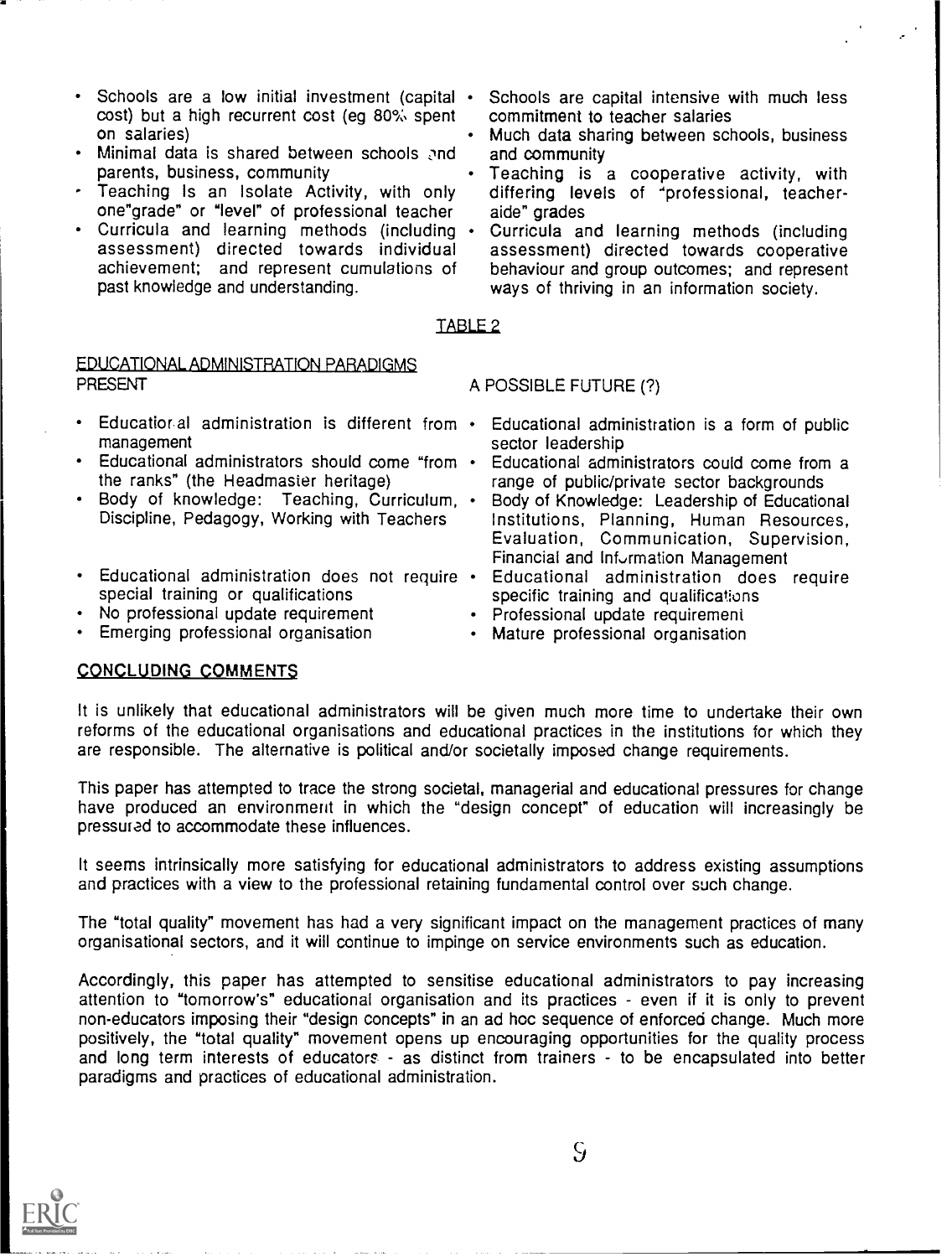| | |
|---|---|
| Schools are a low initial investment (capital cost) but a high recurrent cost (eg 80% spent on salaries) | Schools are capital intensive with much less commitment to teacher salaries |
| Minimal data is shared between schools and parents, business, community | Much data sharing between schools, business and community |
| Teaching Is an Isolate Activity, with only one"grade" or "level" of professional teacher | Teaching is a cooperative activity, with differing levels of "professional, teacher-aide" grades |
| Curricula and learning methods (including assessment) directed towards individual achievement; and represent cumulations of past knowledge and understanding. | Curricula and learning methods (including assessment) directed towards cooperative behaviour and group outcomes; and represent ways of thriving in an information society. |

TABLE 2

EDUCATIONAL ADMINISTRATION PARADIGMS

| PRESENT | A POSSIBLE FUTURE (?) |
|---|---|
| Educational administration is different from management | Educational administration is a form of public sector leadership |
| Educational administrators should come "from the ranks" (the Headmaster heritage) | Educational administrators could come from a range of public/private sector backgrounds |
| Body of knowledge: Teaching, Curriculum, Discipline, Pedagogy, Working with Teachers | Body of Knowledge: Leadership of Educational Institutions, Planning, Human Resources, Evaluation, Communication, Supervision, Financial and Information Management |
| Educational administration does not require special training or qualifications | Educational administration does require specific training and qualifications |
| No professional update requirement | Professional update requirement |
| Emerging professional organisation | Mature professional organisation |

## CONCLUDING COMMENTS

It is unlikely that educational administrators will be given much more time to undertake their own reforms of the educational organisations and educational practices in the institutions for which they are responsible. The alternative is political and/or societally imposed change requirements.

This paper has attempted to trace the strong societal, managerial and educational pressures for change have produced an environment in which the "design concept" of education will increasingly be pressured to accommodate these influences.

It seems intrinsically more satisfying for educational administrators to address existing assumptions and practices with a view to the professional retaining fundamental control over such change.

The "total quality" movement has had a very significant impact on the management practices of many organisational sectors, and it will continue to impinge on service environments such as education.

Accordingly, this paper has attempted to sensitise educational administrators to pay increasing attention to "tomorrow's" educational organisation and its practices - even if it is only to prevent non-educators imposing their "design concepts" in an ad hoc sequence of enforced change. Much more positively, the "total quality" movement opens up encouraging opportunities for the quality process and long term interests of educators - as distinct from trainers - to be encapsulated into better paradigms and practices of educational administration.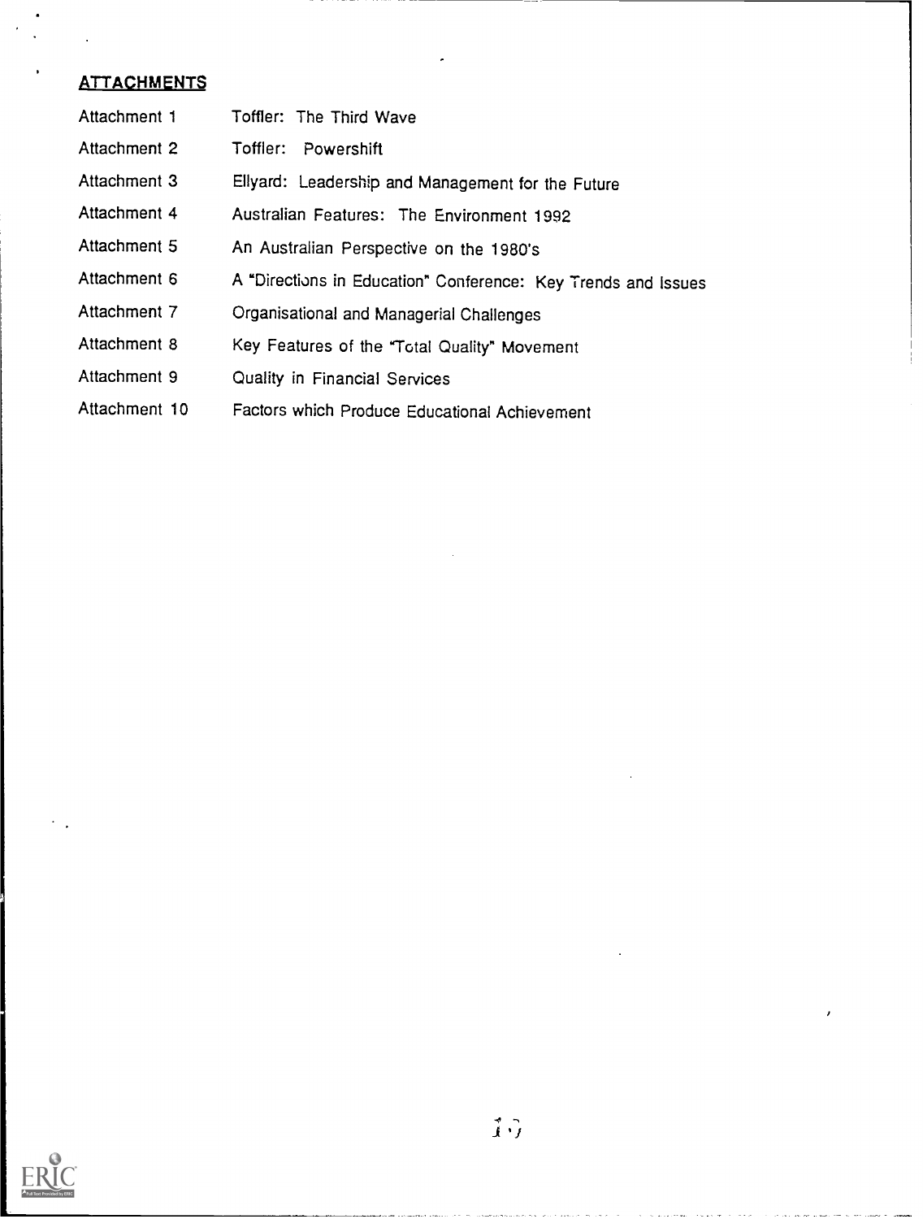## ATTACHMENTS

| | |
|---|---|
| Attachment 1 | Toffler: The Third Wave |
| Attachment 2 | Toffler: Powershift |
| Attachment 3 | Ellyard: Leadership and Management for the Future |
| Attachment 4 | Australian Features: The Environment 1992 |
| Attachment 5 | An Australian Perspective on the 1980's |
| Attachment 6 | A "Directions in Education" Conference: Key Trends and Issues |
| Attachment 7 | Organisational and Managerial Challenges |
| Attachment 8 | Key Features of the "Total Quality" Movement |
| Attachment 9 | Quality in Financial Services |
| Attachment 10 | Factors which Produce Educational Achievement |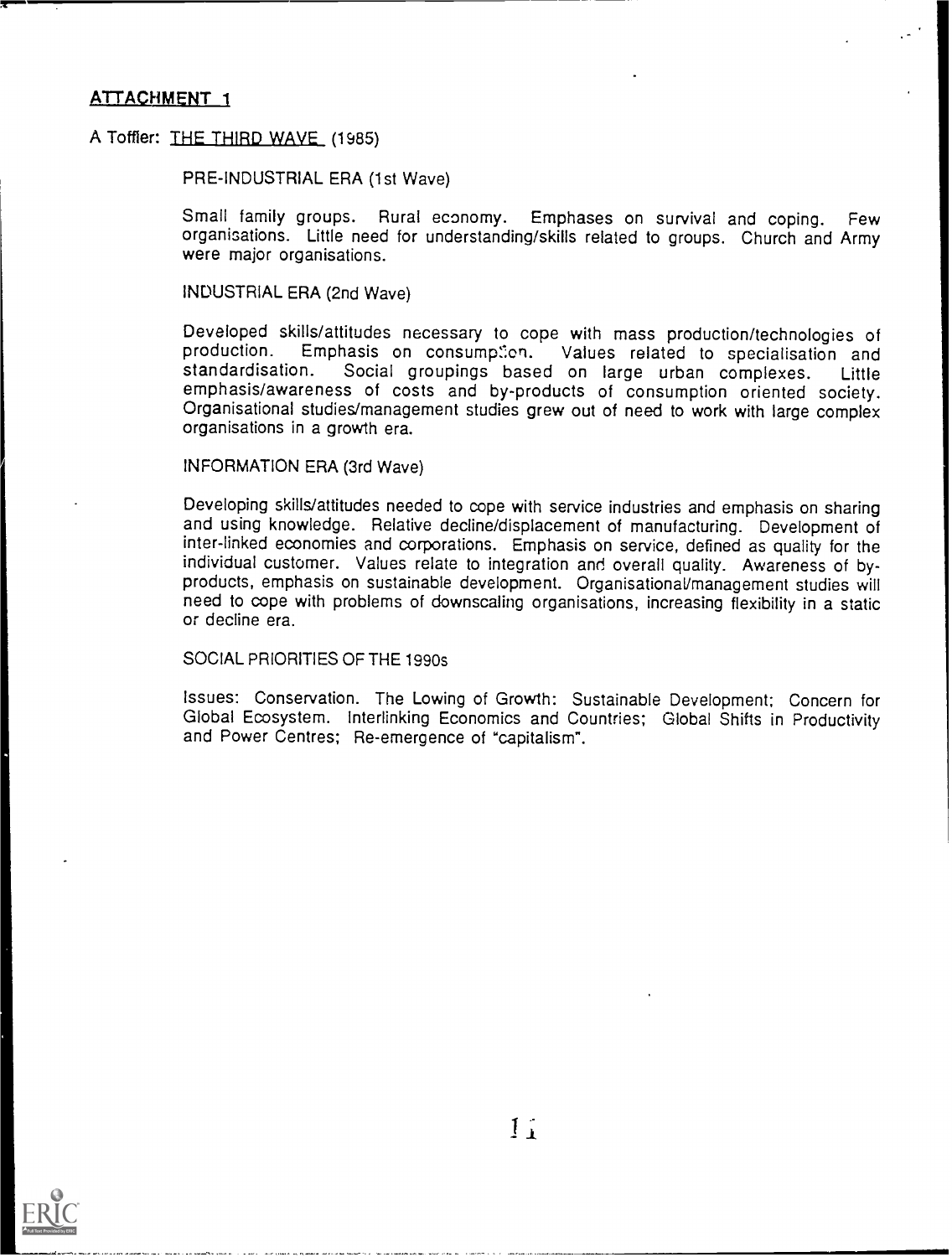## ATTACHMENT 1

A Toffler: THE THIRD WAVE (1985)

### PRE-INDUSTRIAL ERA (1st Wave)

Small family groups. Rural economy. Emphases on survival and coping. Few organisations. Little need for understanding/skills related to groups. Church and Army were major organisations.

### INDUSTRIAL ERA (2nd Wave)

Developed skills/attitudes necessary to cope with mass production/technologies of production. Emphasis on consumption. Values related to specialisation and standardisation. Social groupings based on large urban complexes. Little emphasis/awareness of costs and by-products of consumption oriented society. Organisational studies/management studies grew out of need to work with large complex organisations in a growth era.

### INFORMATION ERA (3rd Wave)

Developing skills/attitudes needed to cope with service industries and emphasis on sharing and using knowledge. Relative decline/displacement of manufacturing. Development of inter-linked economies and corporations. Emphasis on service, defined as quality for the individual customer. Values relate to integration and overall quality. Awareness of by-products, emphasis on sustainable development. Organisational/management studies will need to cope with problems of downscaling organisations, increasing flexibility in a static or decline era.

### SOCIAL PRIORITIES OF THE 1990s

Issues: Conservation. The Lowing of Growth: Sustainable Development; Concern for Global Ecosystem. Interlinking Economics and Countries; Global Shifts in Productivity and Power Centres; Re-emergence of "capitalism".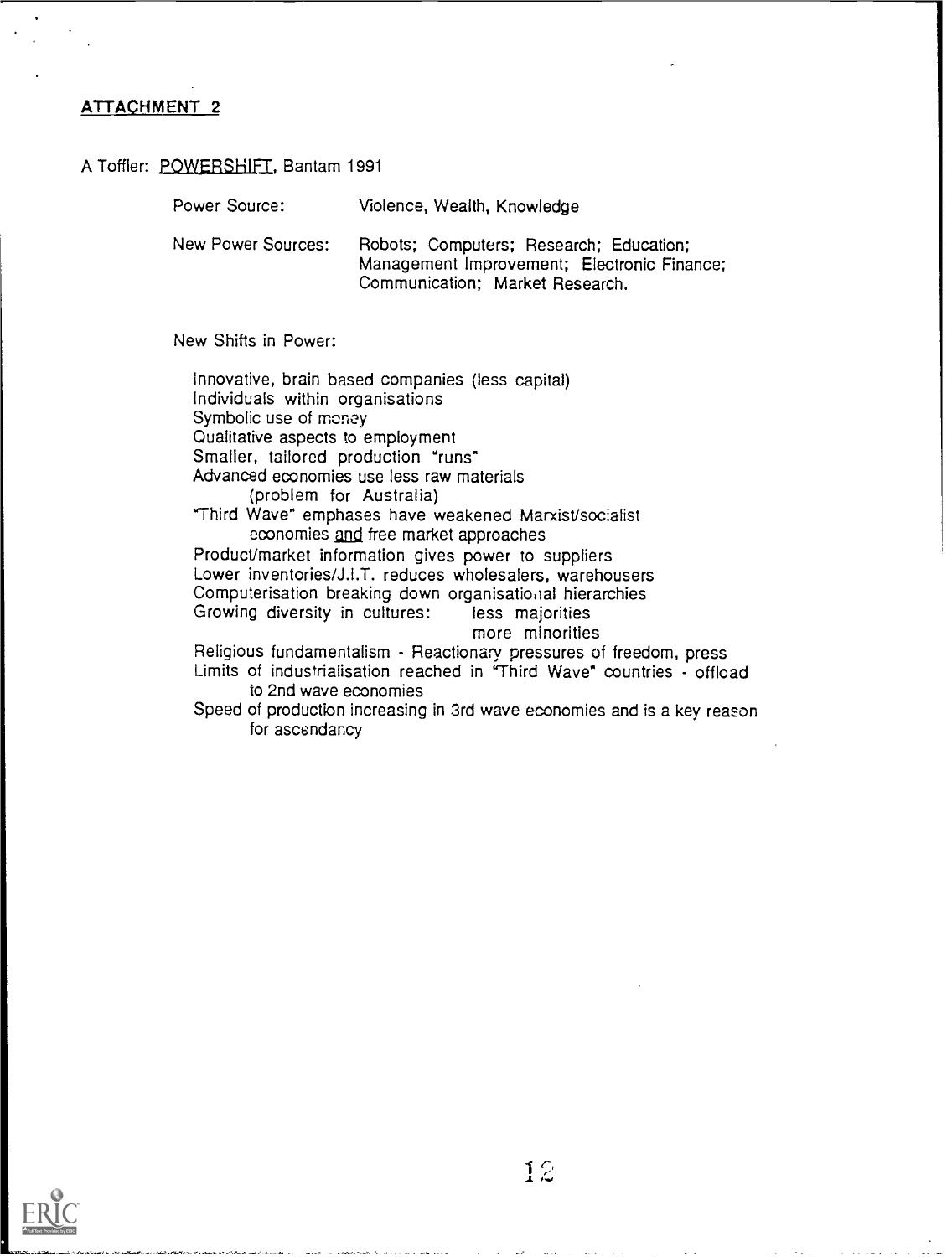## ATTACHMENT 2

A Toffler: POWERSHIFT, Bantam 1991

Power Source: Violence, Wealth, Knowledge

New Power Sources: Robots; Computers; Research; Education; Management Improvement; Electronic Finance; Communication; Market Research.

New Shifts in Power:

- Innovative, brain based companies (less capital)
- Individuals within organisations
- Symbolic use of money
- Qualitative aspects to employment
- Smaller, tailored production "runs"
- Advanced economies use less raw materials (problem for Australia)
- "Third Wave" emphases have weakened Marxist/socialist economies and free market approaches
- Product/market information gives power to suppliers
- Lower inventories/J.I.T. reduces wholesalers, warehousers
- Computerisation breaking down organisational hierarchies
- Growing diversity in cultures: less majorities, more minorities
- Religious fundamentalism - Reactionary pressures of freedom, press
- Limits of industrialisation reached in "Third Wave" countries - offload to 2nd wave economies
- Speed of production increasing in 3rd wave economies and is a key reason for ascendancy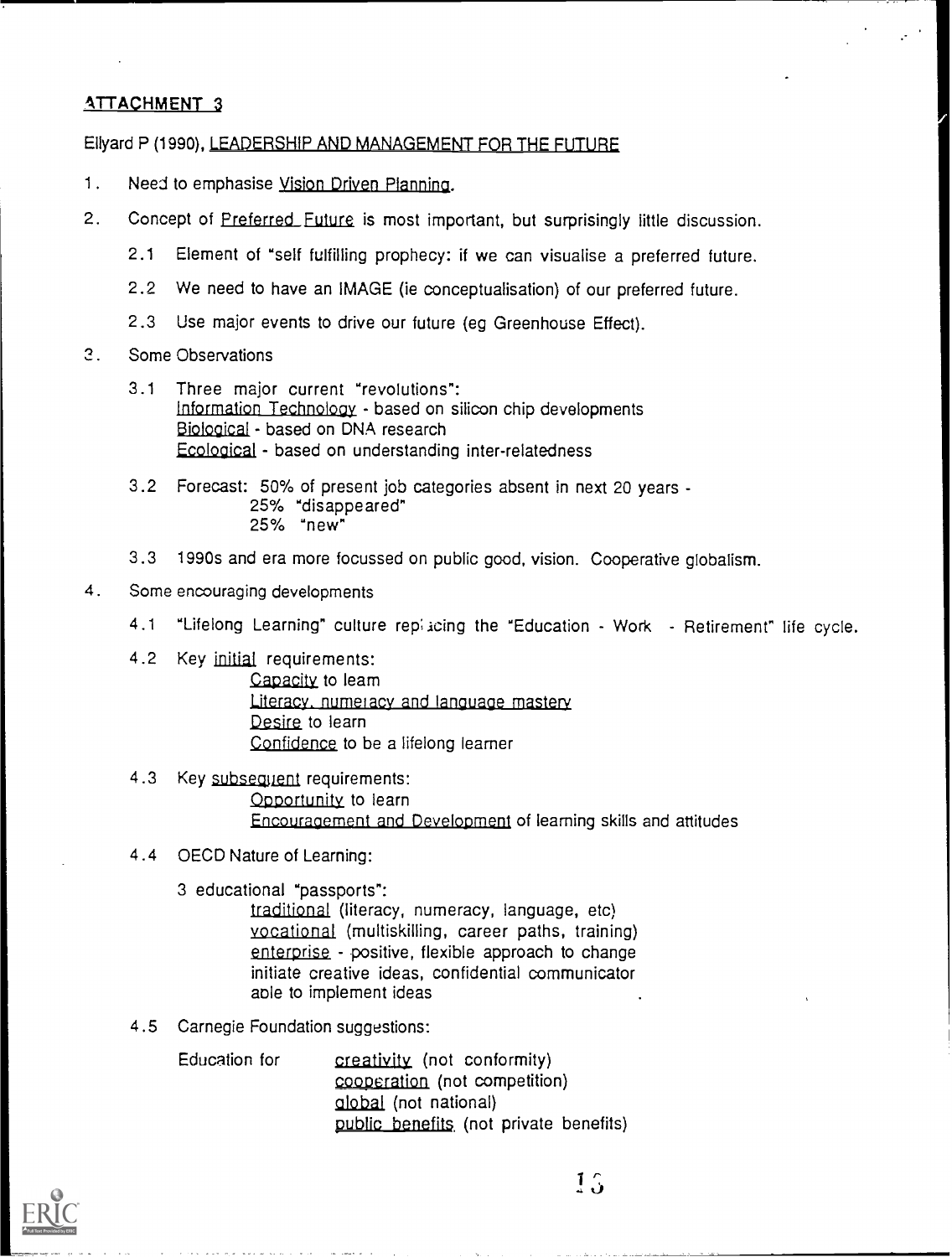ATTACHMENT 3

Ellyard P (1990), LEADERSHIP AND MANAGEMENT FOR THE FUTURE

1. Need to emphasise Vision Driven Planning.

2. Concept of Preferred Future is most important, but surprisingly little discussion.

   2.1 Element of "self fulfilling prophecy: if we can visualise a preferred future.

   2.2 We need to have an IMAGE (ie conceptualisation) of our preferred future.

   2.3 Use major events to drive our future (eg Greenhouse Effect).

3. Some Observations

   3.1 Three major current "revolutions":
   Information Technology - based on silicon chip developments
   Biological - based on DNA research
   Ecological - based on understanding inter-relatedness

   3.2 Forecast: 50% of present job categories absent in next 20 years -
   25% "disappeared"
   25% "new"

   3.3 1990s and era more focussed on public good, vision. Cooperative globalism.

4. Some encouraging developments

   4.1 "Lifelong Learning" culture replacing the "Education - Work - Retirement" life cycle.

   4.2 Key initial requirements:
   Capacity to learn
   Literacy, numeracy and language mastery
   Desire to learn
   Confidence to be a lifelong learner

   4.3 Key subsequent requirements:
   Opportunity to learn
   Encouragement and Development of learning skills and attitudes

   4.4 OECD Nature of Learning:

   3 educational "passports":
   traditional (literacy, numeracy, language, etc)
   vocational (multiskilling, career paths, training)
   enterprise - positive, flexible approach to change initiate creative ideas, confidential communicator able to implement ideas

   4.5 Carnegie Foundation suggestions:

   Education for
   creativity (not conformity)
   cooperation (not competition)
   global (not national)
   public benefits (not private benefits)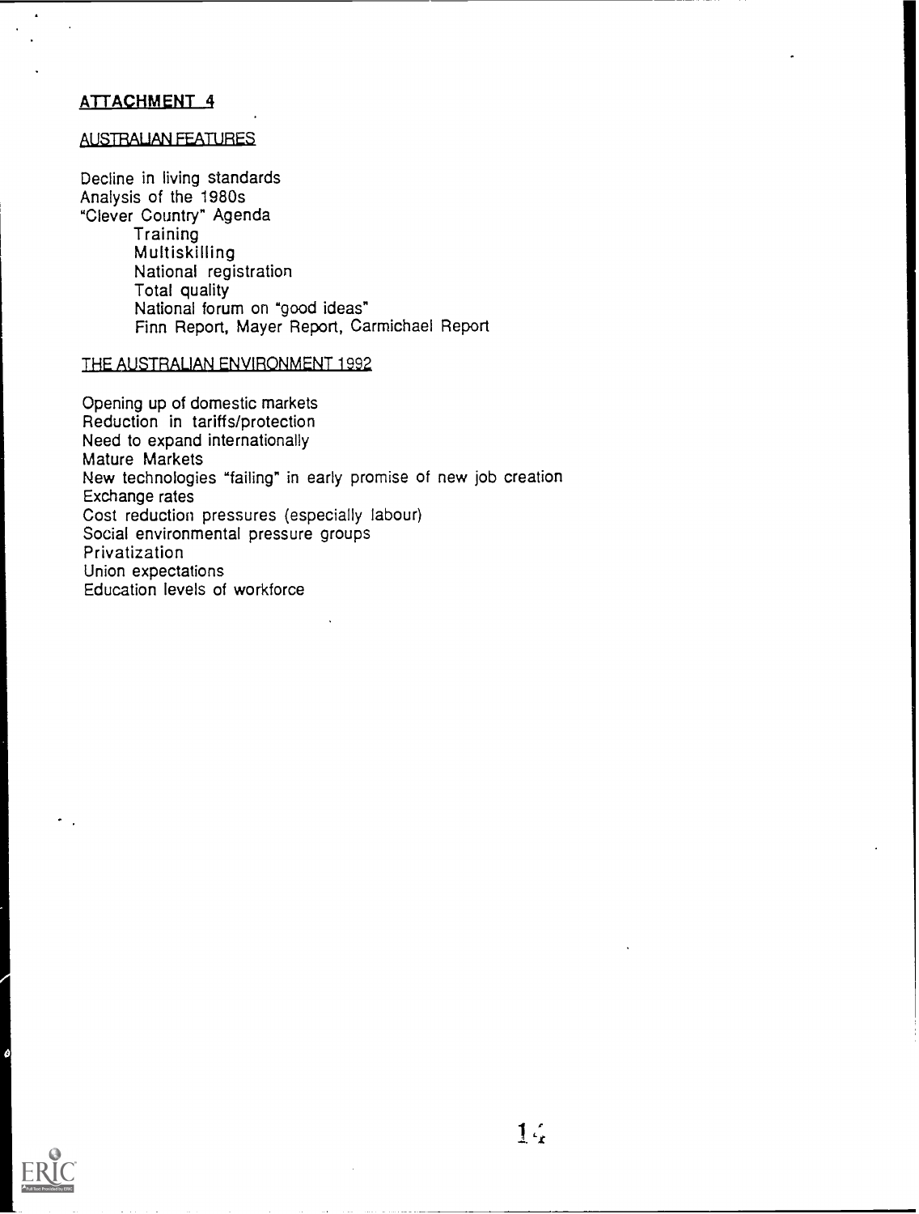## ATTACHMENT 4

### AUSTRALIAN FEATURES

Decline in living standards
Analysis of the 1980s
"Clever Country" Agenda

- Training
- Multiskilling
- National registration
- Total quality
- National forum on "good ideas"
- Finn Report, Mayer Report, Carmichael Report

### THE AUSTRALIAN ENVIRONMENT 1992

Opening up of domestic markets
Reduction in tariffs/protection
Need to expand internationally
Mature Markets
New technologies "failing" in early promise of new job creation
Exchange rates
Cost reduction pressures (especially labour)
Social environmental pressure groups
Privatization
Union expectations
Education levels of workforce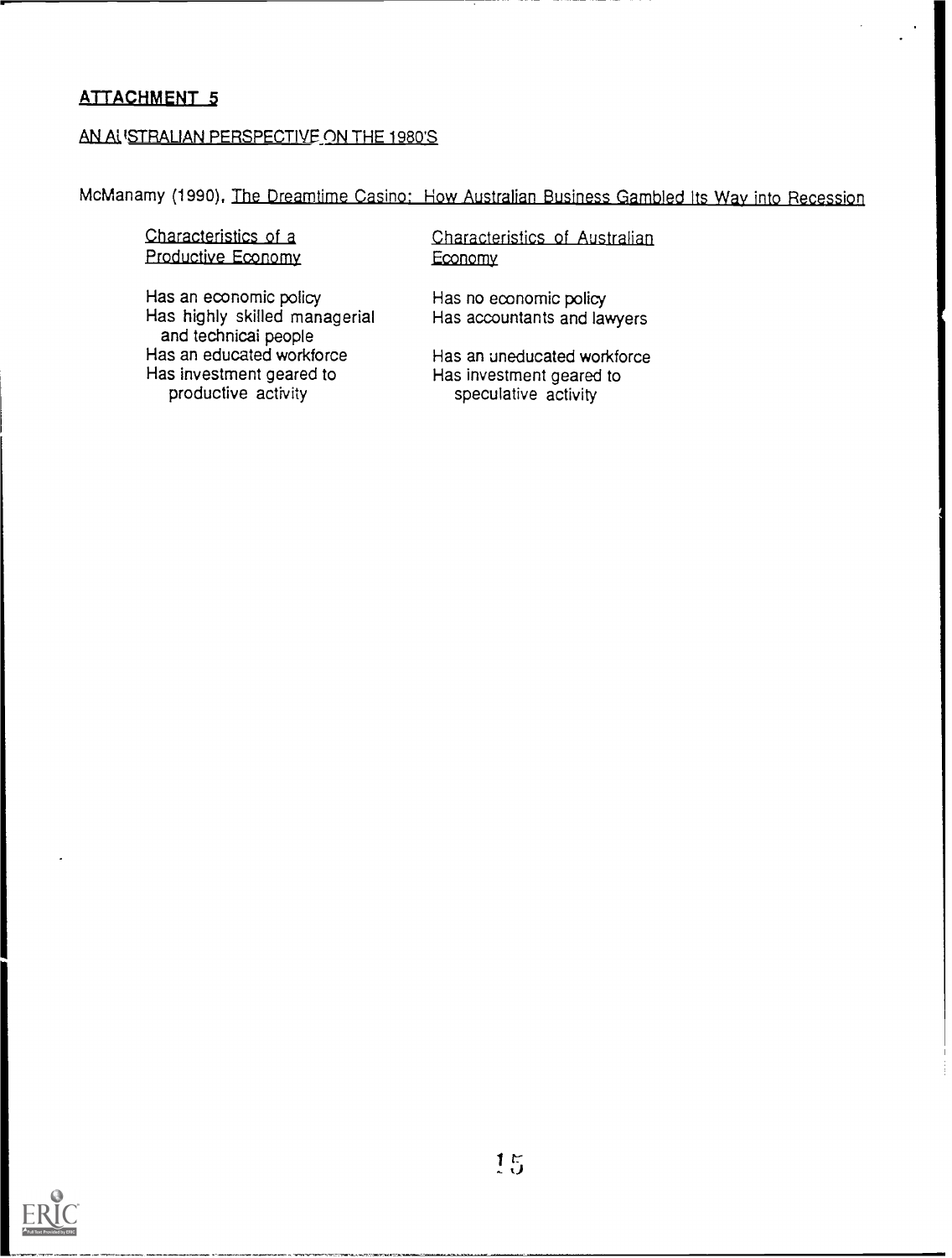**ATTACHMENT 5**

**AN AUSTRALIAN PERSPECTIVE ON THE 1980'S**

McManamy (1990). The Dreamtime Casino: How Australian Business Gambled Its Way into Recession

| Characteristics of a Productive Economy | Characteristics of Australian Economy |
|---|---|
| Has an economic policy | Has no economic policy |
| Has highly skilled managerial and technical people | Has accountants and lawyers |
| Has an educated workforce | Has an uneducated workforce |
| Has investment geared to productive activity | Has investment geared to speculative activity |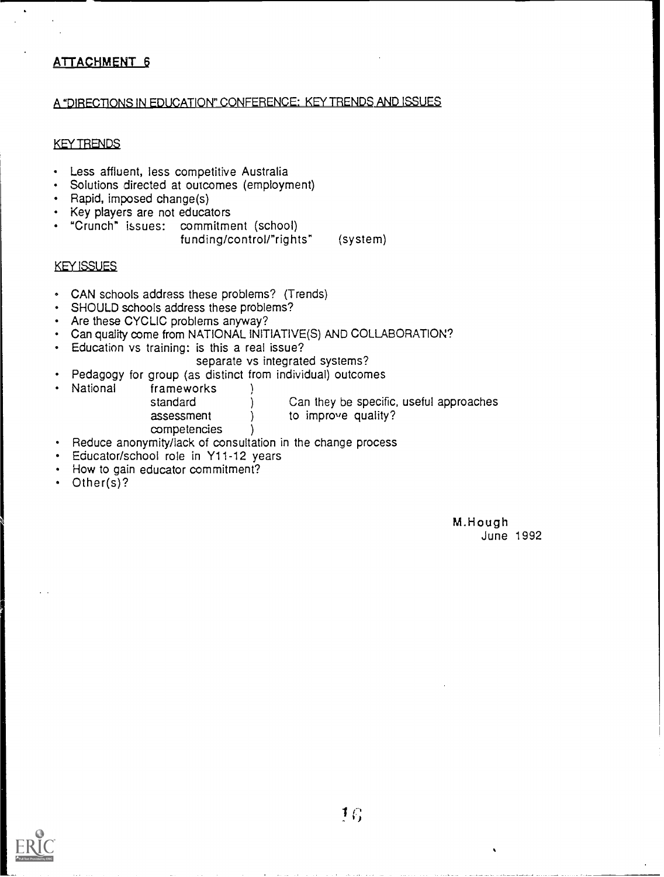## ATTACHMENT 6

### A "DIRECTIONS IN EDUCATION" CONFERENCE: KEY TRENDS AND ISSUES

#### KEY TRENDS

- Less affluent, less competitive Australia
- Solutions directed at outcomes (employment)
- Rapid, imposed change(s)
- Key players are not educators
- "Crunch" issues: commitment (school)
  funding/control/"rights" (system)

#### KEY ISSUES

- CAN schools address these problems? (Trends)
- SHOULD schools address these problems?
- Are these CYCLIC problems anyway?
- Can quality come from NATIONAL INITIATIVE(S) AND COLLABORATION?
- Education vs training: is this a real issue?
  separate vs integrated systems?
- Pedagogy for group (as distinct from individual) outcomes
- National frameworks, standard, assessment, competencies — Can they be specific, useful approaches to improve quality?
- Reduce anonymity/lack of consultation in the change process
- Educator/school role in Y11-12 years
- How to gain educator commitment?
- Other(s)?

M.Hough
June 1992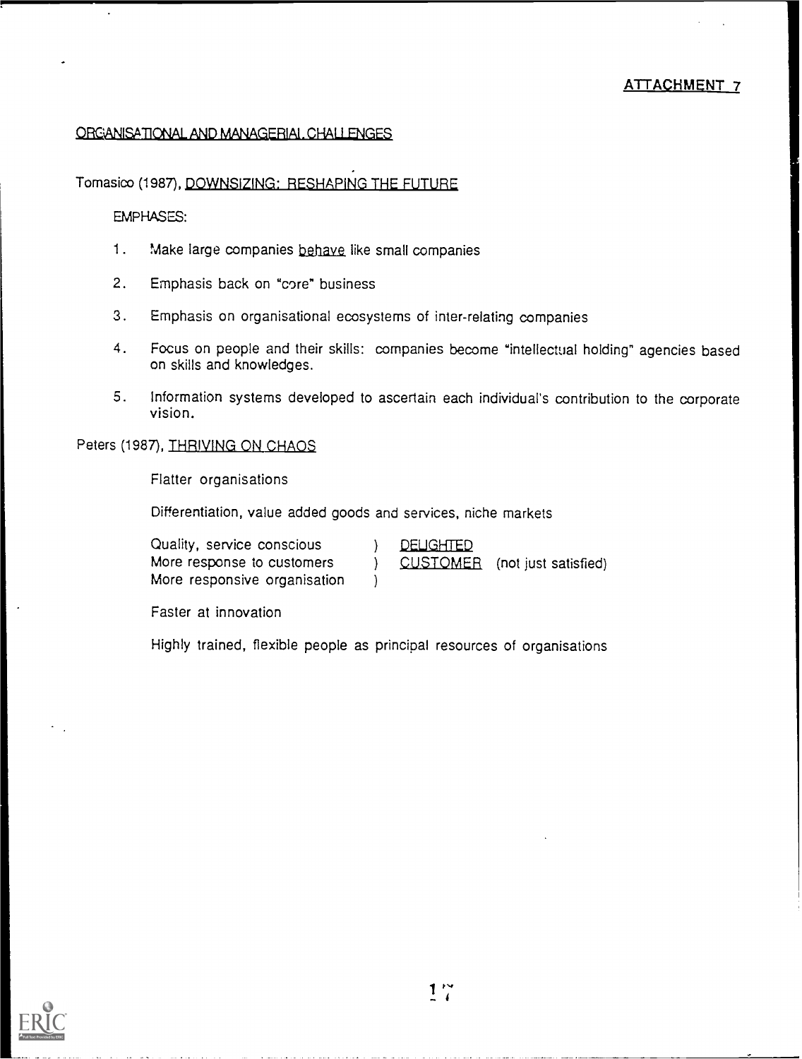ATTACHMENT 7

## ORGANISATIONAL AND MANAGERIAL CHALLENGES

Tomasico (1987), DOWNSIZING: RESHAPING THE FUTURE

EMPHASES:

1. Make large companies behave like small companies
2. Emphasis back on "core" business
3. Emphasis on organisational ecosystems of inter-relating companies
4. Focus on people and their skills: companies become "intellectual holding" agencies based on skills and knowledges.
5. Information systems developed to ascertain each individual's contribution to the corporate vision.

Peters (1987), THRIVING ON CHAOS

Flatter organisations

Differentiation, value added goods and services, niche markets

Quality, service conscious ) DELIGHTED
More response to customers ) CUSTOMER (not just satisfied)
More responsive organisation )

Faster at innovation

Highly trained, flexible people as principal resources of organisations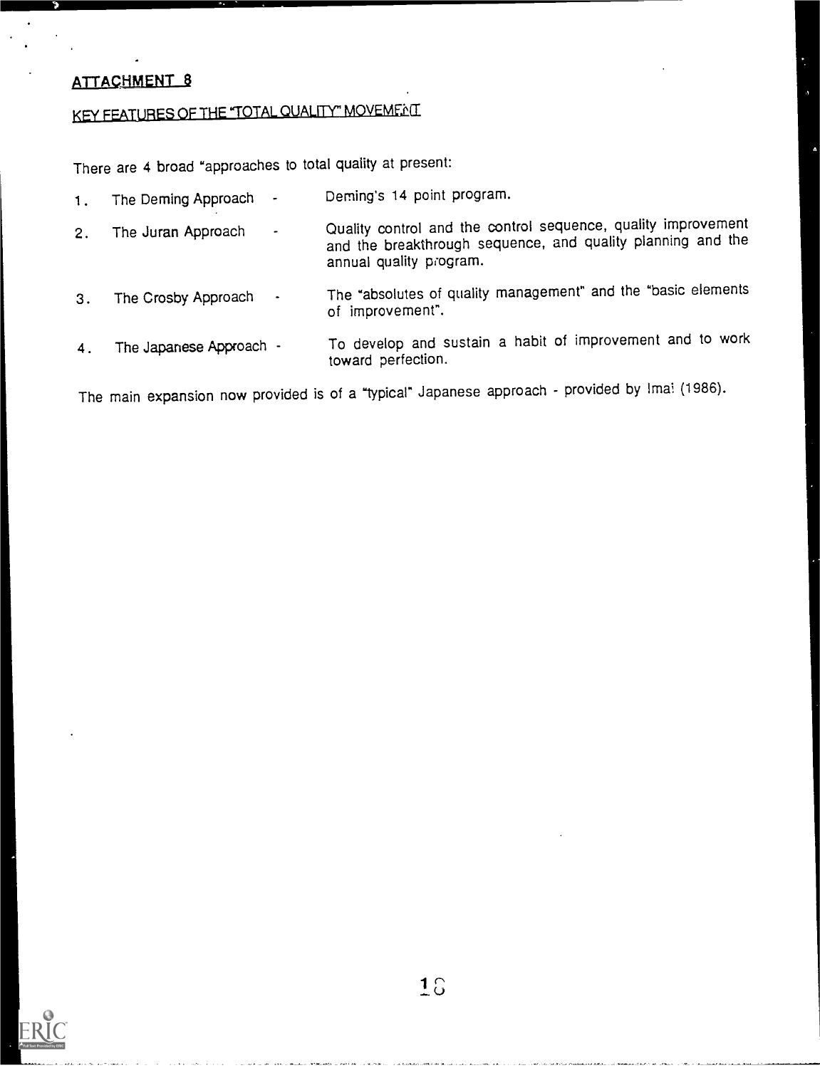## ATTACHMENT 8

### KEY FEATURES OF THE "TOTAL QUALITY" MOVEMENT

There are 4 broad "approaches to total quality at present:

1. The Deming Approach - Deming's 14 point program.
2. The Juran Approach - Quality control and the control sequence, quality improvement and the breakthrough sequence, and quality planning and the annual quality program.
3. The Crosby Approach - The "absolutes of quality management" and the "basic elements of improvement".
4. The Japanese Approach - To develop and sustain a habit of improvement and to work toward perfection.

The main expansion now provided is of a "typical" Japanese approach - provided by Imai (1986).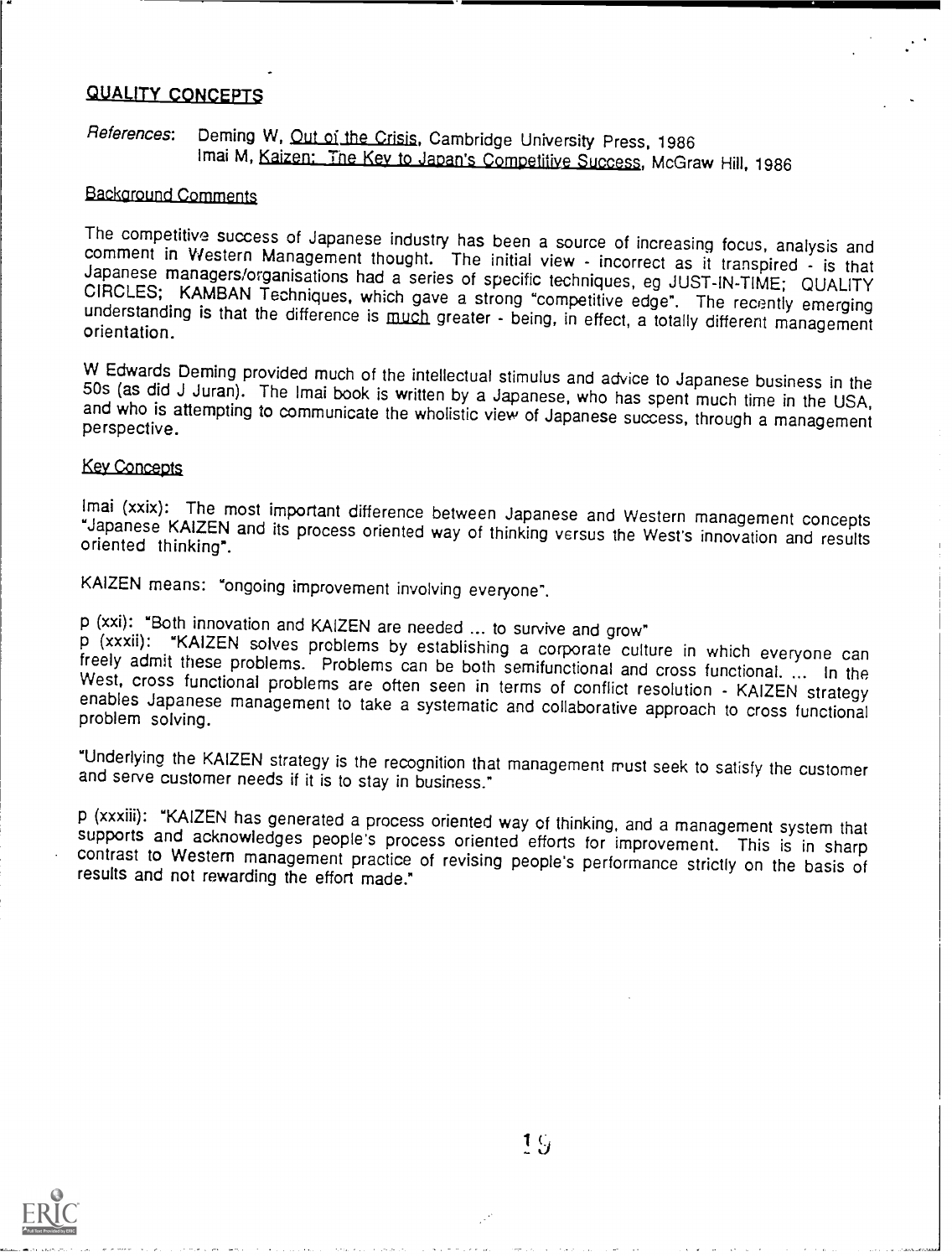## QUALITY CONCEPTS

*References*: Deming W, Out of the Crisis, Cambridge University Press, 1986
Imai M, Kaizen: The Key to Japan's Competitive Success, McGraw Hill, 1986

### Background Comments

The competitive success of Japanese industry has been a source of increasing focus, analysis and comment in Western Management thought. The initial view - incorrect as it transpired - is that Japanese managers/organisations had a series of specific techniques, eg JUST-IN-TIME; QUALITY CIRCLES; KAMBAN Techniques, which gave a strong "competitive edge". The recently emerging understanding is that the difference is much greater - being, in effect, a totally different management orientation.

W Edwards Deming provided much of the intellectual stimulus and advice to Japanese business in the 50s (as did J Juran). The Imai book is written by a Japanese, who has spent much time in the USA, and who is attempting to communicate the wholistic view of Japanese success, through a management perspective.

### Key Concepts

Imai (xxix): The most important difference between Japanese and Western management concepts "Japanese KAIZEN and its process oriented way of thinking versus the West's innovation and results oriented thinking".

KAIZEN means: "ongoing improvement involving everyone".

p (xxi): "Both innovation and KAIZEN are needed ... to survive and grow"
p (xxxii): "KAIZEN solves problems by establishing a corporate culture in which everyone can freely admit these problems. Problems can be both semifunctional and cross functional. ... In the West, cross functional problems are often seen in terms of conflict resolution - KAIZEN strategy enables Japanese management to take a systematic and collaborative approach to cross functional problem solving.

"Underlying the KAIZEN strategy is the recognition that management must seek to satisfy the customer and serve customer needs if it is to stay in business."

p (xxxiii): "KAIZEN has generated a process oriented way of thinking, and a management system that supports and acknowledges people's process oriented efforts for improvement. This is in sharp contrast to Western management practice of revising people's performance strictly on the basis of results and not rewarding the effort made."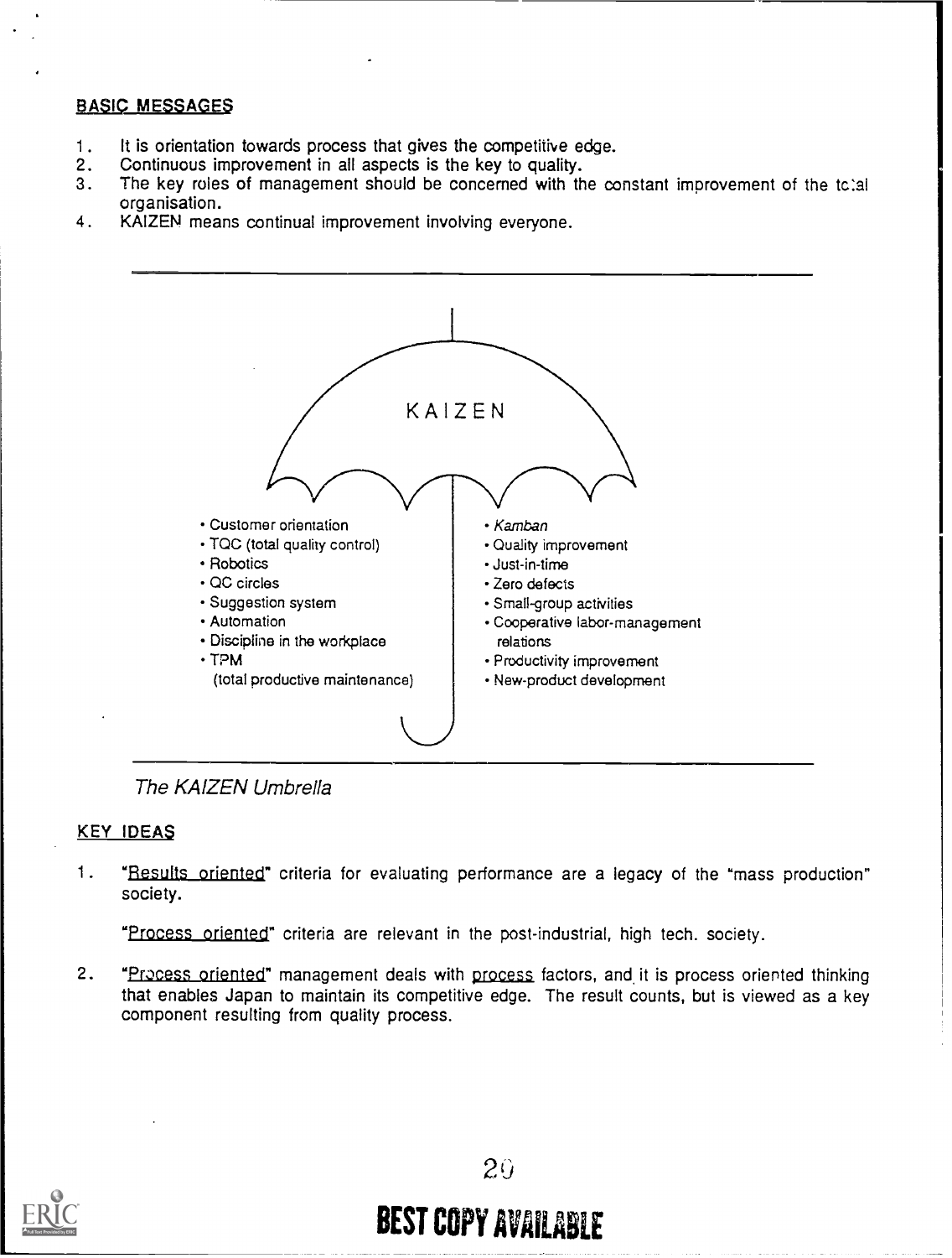## BASIC MESSAGES

1. It is orientation towards process that gives the competitive edge.
2. Continuous improvement in all aspects is the key to quality.
3. The key roles of management should be concerned with the constant improvement of the total organisation.
4. KAIZEN means continual improvement involving everyone.

KAIZEN

- Customer orientation
- TQC (total quality control)
- Robotics
- QC circles
- Suggestion system
- Automation
- Discipline in the workplace
- TPM (total productive maintenance)

- *Kamban*
- Quality improvement
- Just-in-time
- Zero defects
- Small-group activities
- Cooperative labor-management relations
- Productivity improvement
- New-product development

*The KAIZEN Umbrella*

## KEY IDEAS

1. "Results oriented" criteria for evaluating performance are a legacy of the "mass production" society.

   "Process oriented" criteria are relevant in the post-industrial, high tech. society.

2. "Process oriented" management deals with process factors, and it is process oriented thinking that enables Japan to maintain its competitive edge. The result counts, but is viewed as a key component resulting from quality process.

BEST COPY AVAILABLE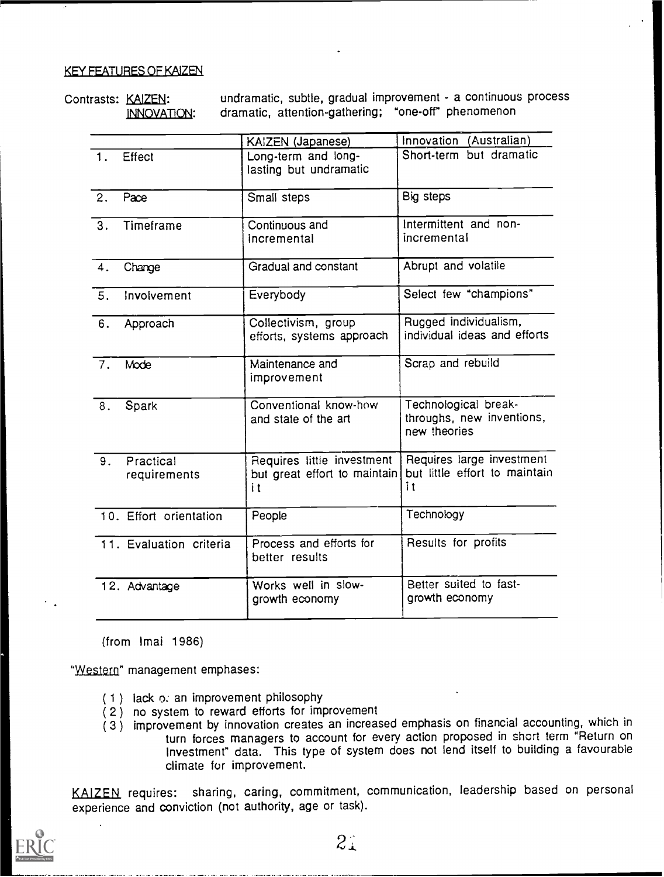KEY FEATURES OF KAIZEN

Contrasts: KAIZEN: undramatic, subtle, gradual improvement - a continuous process
INNOVATION: dramatic, attention-gathering; "one-off" phenomenon

| | KAIZEN (Japanese) | Innovation (Australian) |
|---|---|---|
| 1. Effect | Long-term and long-lasting but undramatic | Short-term but dramatic |
| 2. Pace | Small steps | Big steps |
| 3. Timeframe | Continuous and incremental | Intermittent and non-incremental |
| 4. Change | Gradual and constant | Abrupt and volatile |
| 5. Involvement | Everybody | Select few "champions" |
| 6. Approach | Collectivism, group efforts, systems approach | Rugged individualism, individual ideas and efforts |
| 7. Mode | Maintenance and improvement | Scrap and rebuild |
| 8. Spark | Conventional know-how and state of the art | Technological breakthroughs, new inventions, new theories |
| 9. Practical requirements | Requires little investment but great effort to maintain it | Requires large investment but little effort to maintain it |
| 10. Effort orientation | People | Technology |
| 11. Evaluation criteria | Process and efforts for better results | Results for profits |
| 12. Advantage | Works well in slow-growth economy | Better suited to fast-growth economy |

(from Imai 1986)

"Western" management emphases:

(1) lack of an improvement philosophy
(2) no system to reward efforts for improvement
(3) improvement by innovation creates an increased emphasis on financial accounting, which in turn forces managers to account for every action proposed in short term "Return on Investment" data. This type of system does not lend itself to building a favourable climate for improvement.

KAIZEN requires: sharing, caring, commitment, communication, leadership based on personal experience and conviction (not authority, age or task).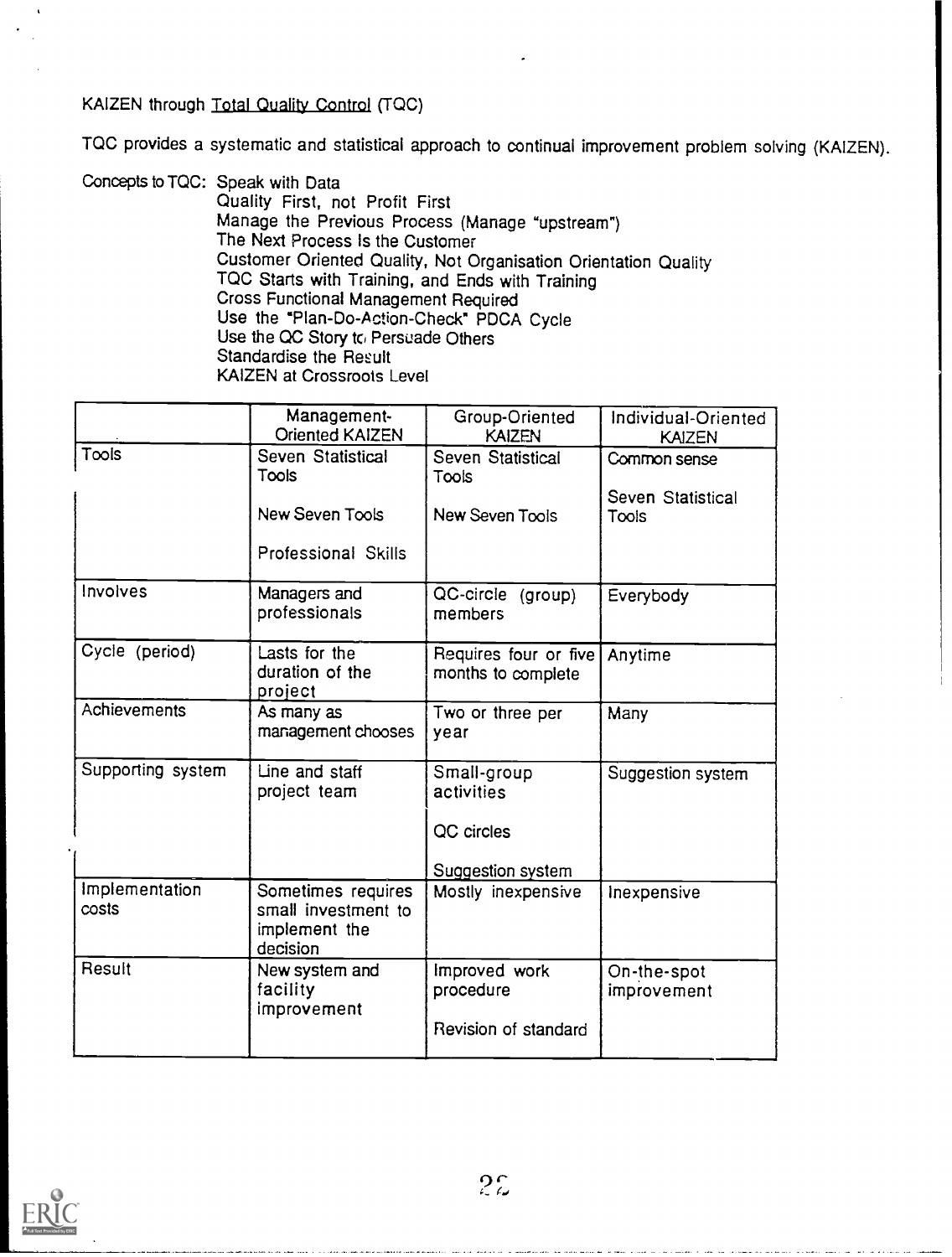KAIZEN through Total Quality Control (TQC)

TQC provides a systematic and statistical approach to continual improvement problem solving (KAIZEN).

Concepts to TQC: Speak with Data
- Quality First, not Profit First
- Manage the Previous Process (Manage "upstream")
- The Next Process Is the Customer
- Customer Oriented Quality, Not Organisation Orientation Quality
- TQC Starts with Training, and Ends with Training
- Cross Functional Management Required
- Use the "Plan-Do-Action-Check" PDCA Cycle
- Use the QC Story to Persuade Others
- Standardise the Result
- KAIZEN at Crossroots Level

| | Management-Oriented KAIZEN | Group-Oriented KAIZEN | Individual-Oriented KAIZEN |
|---|---|---|---|
| Tools | Seven Statistical Tools<br><br>New Seven Tools<br><br>Professional Skills | Seven Statistical Tools<br><br>New Seven Tools | Common sense<br><br>Seven Statistical Tools |
| Involves | Managers and professionals | QC-circle (group) members | Everybody |
| Cycle (period) | Lasts for the duration of the project | Requires four or five months to complete | Anytime |
| Achievements | As many as management chooses | Two or three per year | Many |
| Supporting system | Line and staff project team | Small-group activities<br><br>QC circles<br><br>Suggestion system | Suggestion system |
| Implementation costs | Sometimes requires small investment to implement the decision | Mostly inexpensive | Inexpensive |
| Result | New system and facility improvement | Improved work procedure<br><br>Revision of standard | On-the-spot improvement |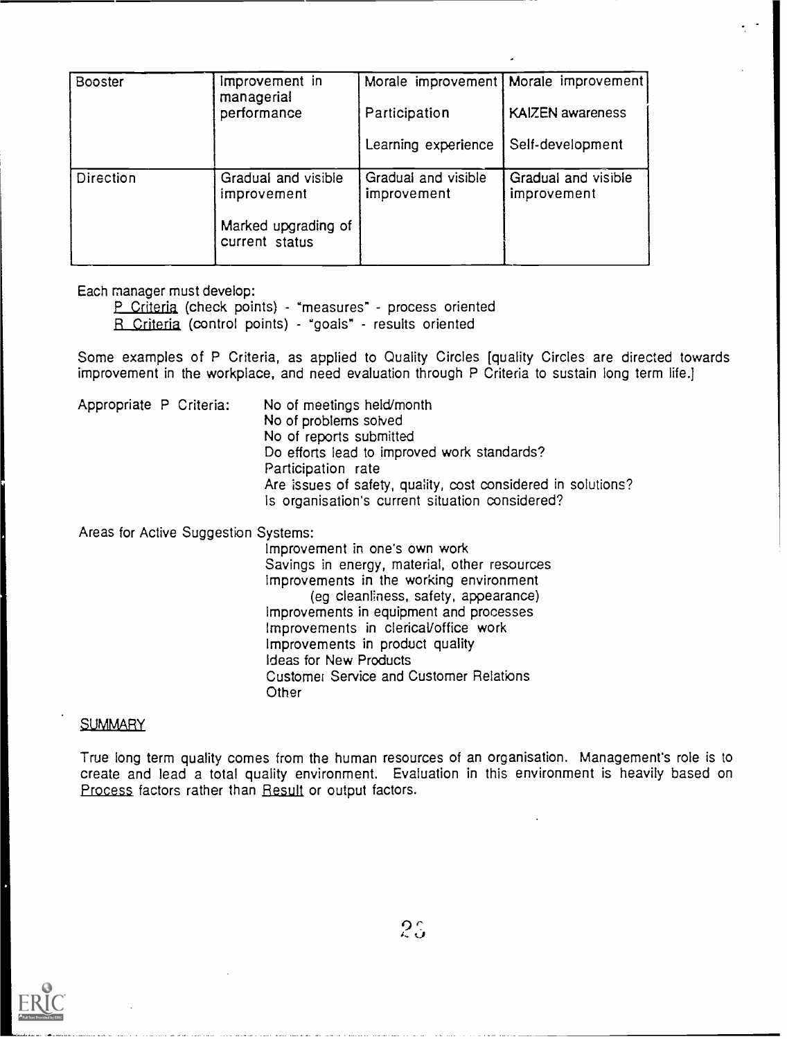| Booster | Improvement in managerial performance | Morale improvement<br><br>Participation<br><br>Learning experience | Morale improvement<br><br>KAIZEN awareness<br><br>Self-development |
|---|---|---|---|
| Direction | Gradual and visible improvement<br><br>Marked upgrading of current status | Gradual and visible improvement | Gradual and visible improvement |

Each manager must develop:

<u>P Criteria</u> (check points) - "measures" - process oriented
<u>R Criteria</u> (control points) - "goals" - results oriented

Some examples of P Criteria, as applied to Quality Circles [quality Circles are directed towards improvement in the workplace, and need evaluation through P Criteria to sustain long term life.]

Appropriate P Criteria:

- No of meetings held/month
- No of problems solved
- No of reports submitted
- Do efforts lead to improved work standards?
- Participation rate
- Are issues of safety, quality, cost considered in solutions?
- Is organisation's current situation considered?

Areas for Active Suggestion Systems:

- Improvement in one's own work
- Savings in energy, material, other resources
- Improvements in the working environment (eg cleanliness, safety, appearance)
- Improvements in equipment and processes
- Improvements in clerical/office work
- Improvements in product quality
- Ideas for New Products
- Customer Service and Customer Relations
- Other

## <u>SUMMARY</u>

True long term quality comes from the human resources of an organisation. Management's role is to create and lead a total quality environment. Evaluation in this environment is heavily based on <u>Process</u> factors rather than <u>Result</u> or output factors.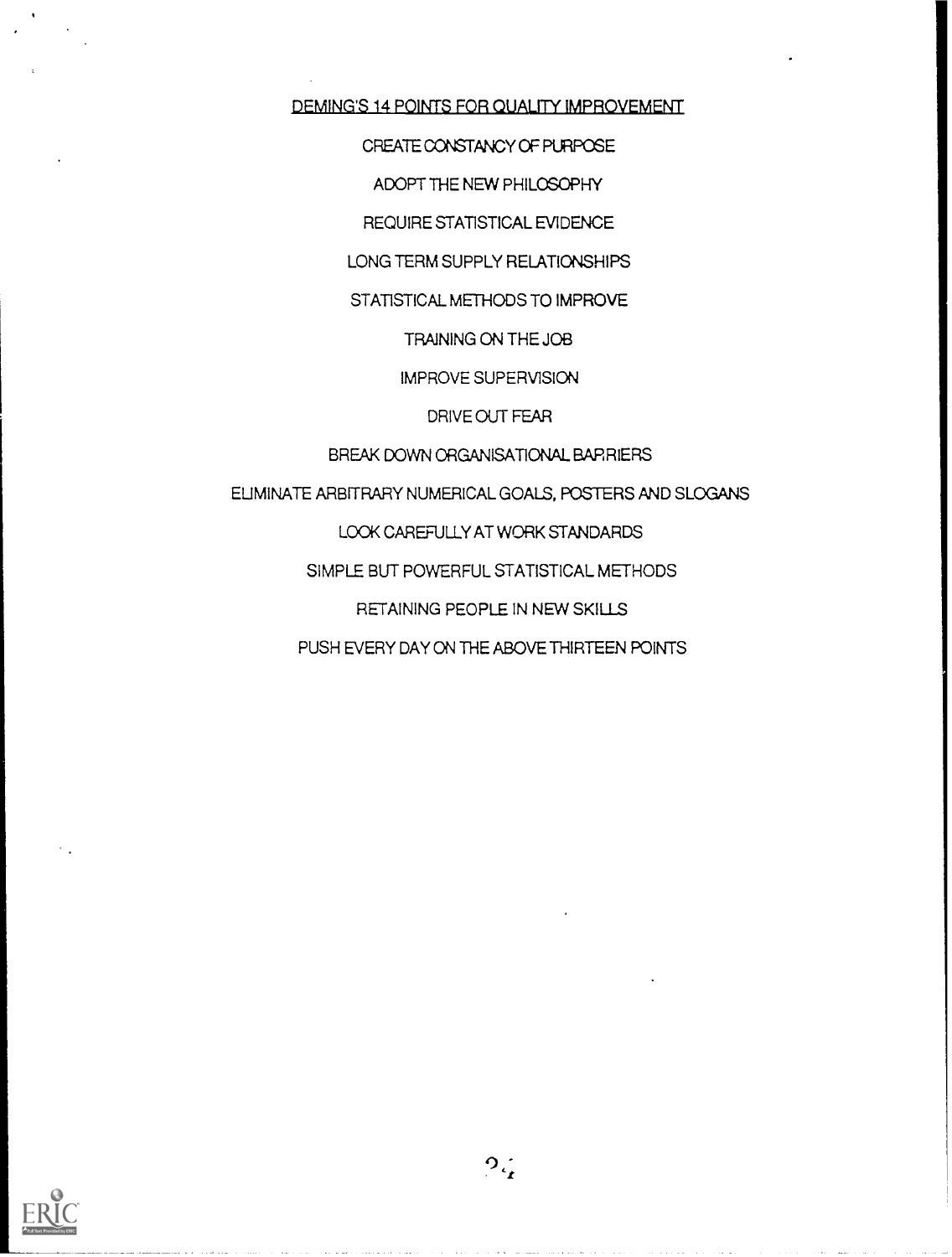## DEMING'S 14 POINTS FOR QUALITY IMPROVEMENT

CREATE CONSTANCY OF PURPOSE

ADOPT THE NEW PHILOSOPHY

REQUIRE STATISTICAL EVIDENCE

LONG TERM SUPPLY RELATIONSHIPS

STATISTICAL METHODS TO IMPROVE

TRAINING ON THE JOB

IMPROVE SUPERVISION

DRIVE OUT FEAR

BREAK DOWN ORGANISATIONAL BARRIERS

ELIMINATE ARBITRARY NUMERICAL GOALS, POSTERS AND SLOGANS

LOOK CAREFULLY AT WORK STANDARDS

SIMPLE BUT POWERFUL STATISTICAL METHODS

RETAINING PEOPLE IN NEW SKILLS

PUSH EVERY DAY ON THE ABOVE THIRTEEN POINTS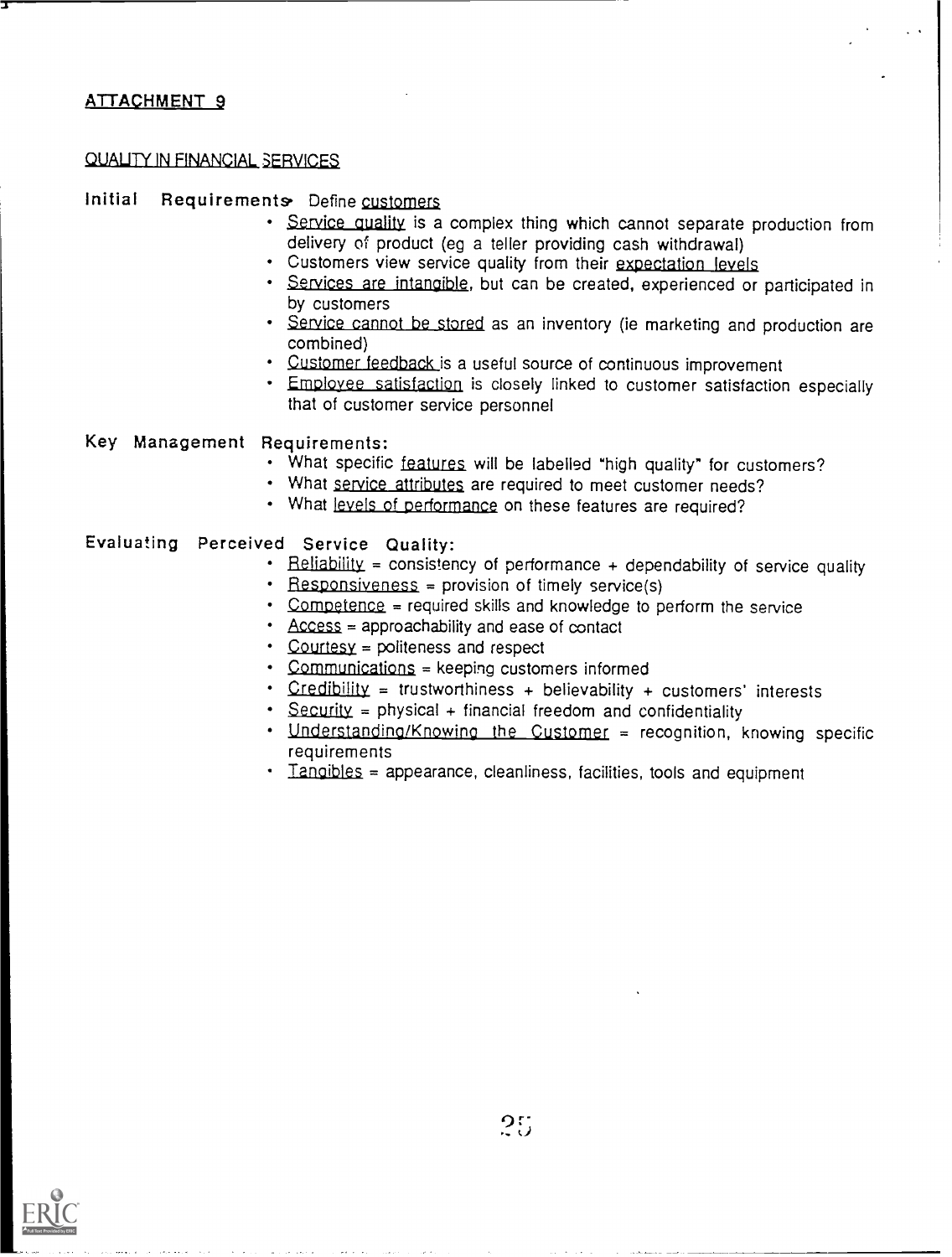## ATTACHMENT 9

### QUALITY IN FINANCIAL SERVICES

**Initial Requirements:** Define customers

- Service quality is a complex thing which cannot separate production from delivery of product (eg a teller providing cash withdrawal)
- Customers view service quality from their expectation levels
- Services are intangible, but can be created, experienced or participated in by customers
- Service cannot be stored as an inventory (ie marketing and production are combined)
- Customer feedback is a useful source of continuous improvement
- Employee satisfaction is closely linked to customer satisfaction especially that of customer service personnel

**Key Management Requirements:**

- What specific features will be labelled "high quality" for customers?
- What service attributes are required to meet customer needs?
- What levels of performance on these features are required?

**Evaluating Perceived Service Quality:**

- Reliability = consistency of performance + dependability of service quality
- Responsiveness = provision of timely service(s)
- Competence = required skills and knowledge to perform the service
- Access = approachability and ease of contact
- Courtesy = politeness and respect
- Communications = keeping customers informed
- Credibility = trustworthiness + believability + customers' interests
- Security = physical + financial freedom and confidentiality
- Understanding/Knowing the Customer = recognition, knowing specific requirements
- Tangibles = appearance, cleanliness, facilities, tools and equipment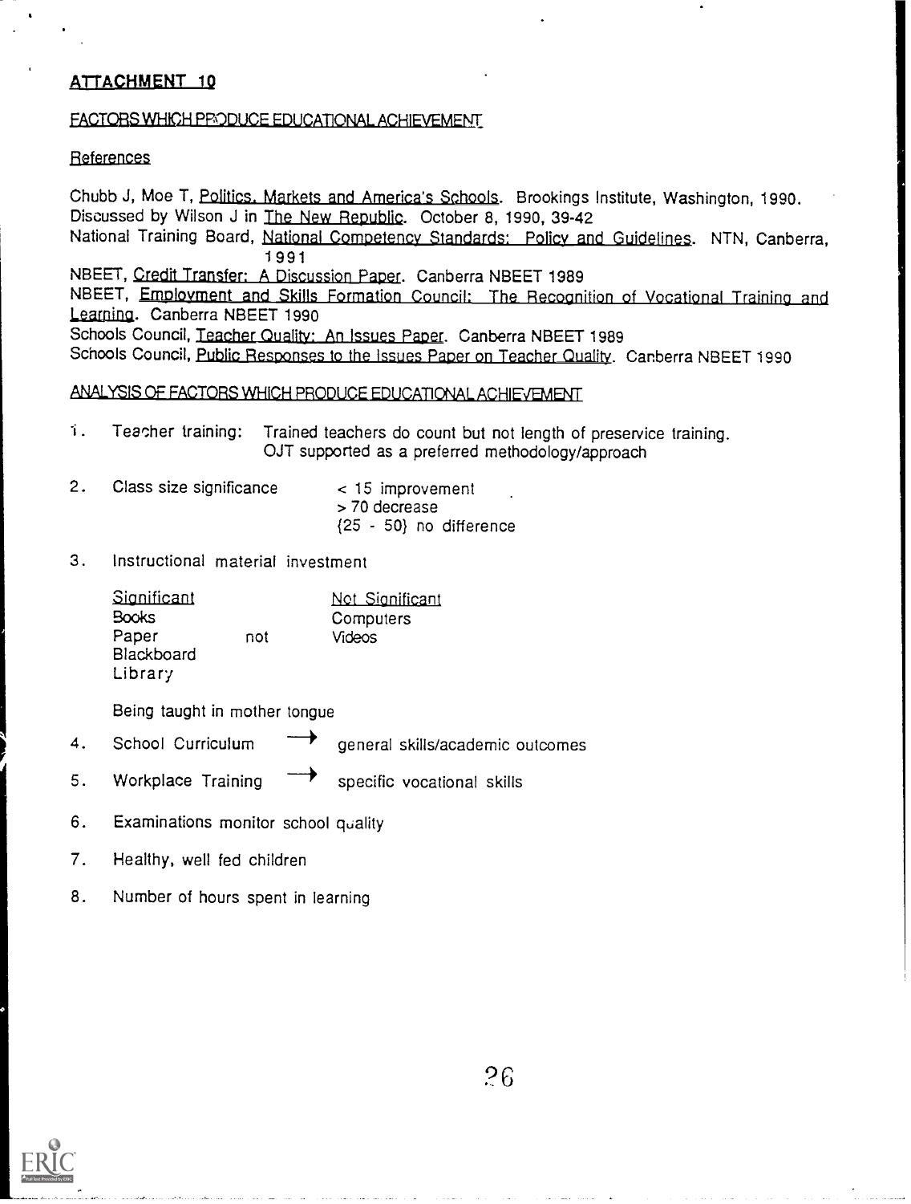## ATTACHMENT 10

### FACTORS WHICH PRODUCE EDUCATIONAL ACHIEVEMENT

#### References

Chubb J, Moe T, Politics, Markets and America's Schools. Brookings Institute, Washington, 1990. Discussed by Wilson J in The New Republic. October 8, 1990, 39-42

National Training Board, National Competency Standards: Policy and Guidelines. NTN, Canberra, 1991

NBEET, Credit Transfer: A Discussion Paper. Canberra NBEET 1989

NBEET, Employment and Skills Formation Council: The Recognition of Vocational Training and Learning. Canberra NBEET 1990

Schools Council, Teacher Quality: An Issues Paper. Canberra NBEET 1989

Schools Council, Public Responses to the Issues Paper on Teacher Quality. Canberra NBEET 1990

### ANALYSIS OF FACTORS WHICH PRODUCE EDUCATIONAL ACHIEVEMENT

1. Teacher training: Trained teachers do count but not length of preservice training. OJT supported as a preferred methodology/approach

2. Class size significance
   - < 15 improvement
   - > 70 decrease
   - {25 - 50} no difference

3. Instructional material investment

   | Significant | | Not Significant |
   |---|---|---|
   | Books | | Computers |
   | Paper | not | Videos |
   | Blackboard | | |
   | Library | | |

   Being taught in mother tongue

4. School Curriculum → general skills/academic outcomes

5. Workplace Training → specific vocational skills

6. Examinations monitor school quality

7. Healthy, well fed children

8. Number of hours spent in learning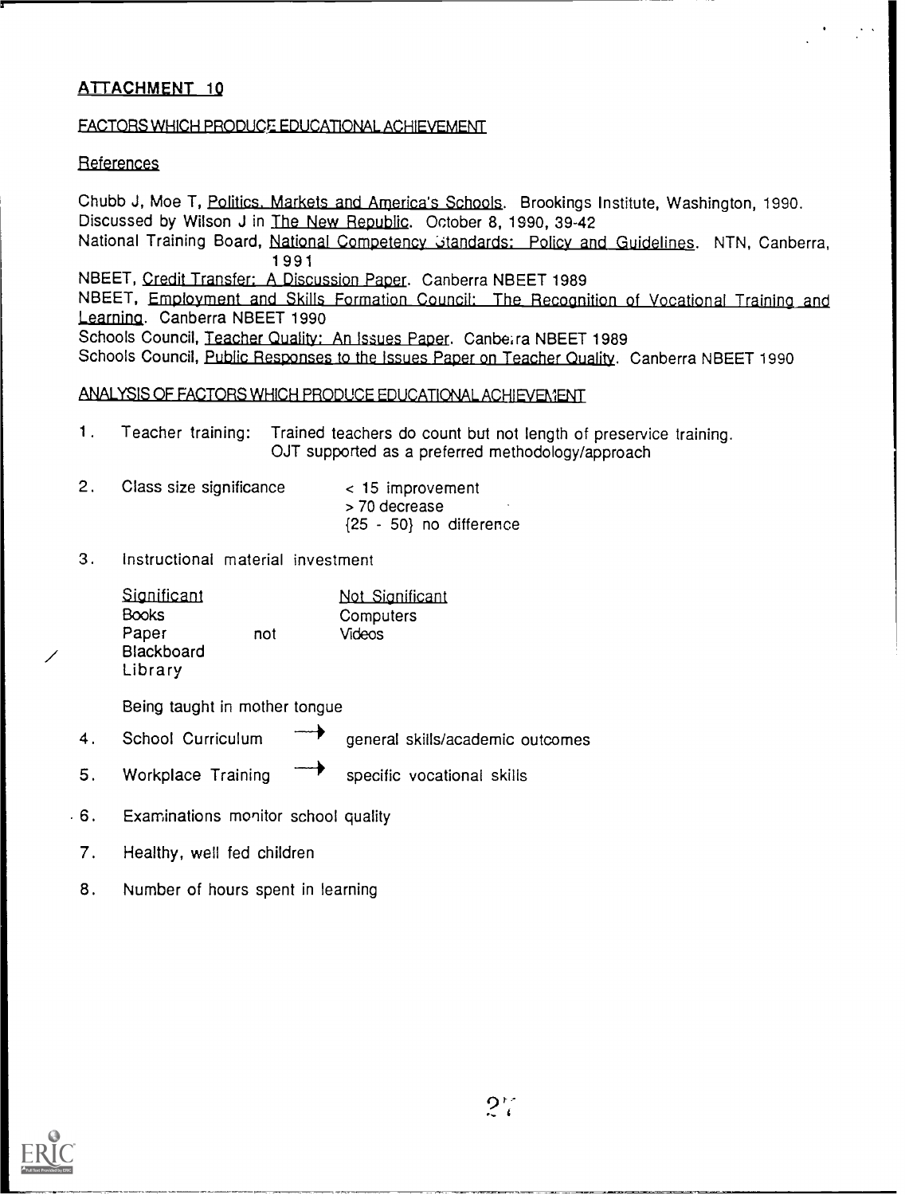## ATTACHMENT 10

FACTORS WHICH PRODUCE EDUCATIONAL ACHIEVEMENT

### References

Chubb J, Moe T, Politics, Markets and America's Schools. Brookings Institute, Washington, 1990. Discussed by Wilson J in The New Republic. October 8, 1990, 39-42

National Training Board, National Competency Standards: Policy and Guidelines. NTN, Canberra, 1991

NBEET, Credit Transfer: A Discussion Paper. Canberra NBEET 1989

NBEET, Employment and Skills Formation Council: The Recognition of Vocational Training and Learning. Canberra NBEET 1990

Schools Council, Teacher Quality: An Issues Paper. Canberra NBEET 1989

Schools Council, Public Responses to the Issues Paper on Teacher Quality. Canberra NBEET 1990

### ANALYSIS OF FACTORS WHICH PRODUCE EDUCATIONAL ACHIEVEMENT

1. Teacher training: Trained teachers do count but not length of preservice training. OJT supported as a preferred methodology/approach

2. Class size significance
   - < 15 improvement
   - > 70 decrease
   - {25 - 50} no difference

3. Instructional material investment

   | Significant | | Not Significant |
   |---|---|---|
   | Books | | Computers |
   | Paper | not | Videos |
   | Blackboard | | |
   | Library | | |

   Being taught in mother tongue

4. School Curriculum → general skills/academic outcomes

5. Workplace Training → specific vocational skills

6. Examinations monitor school quality

7. Healthy, well fed children

8. Number of hours spent in learning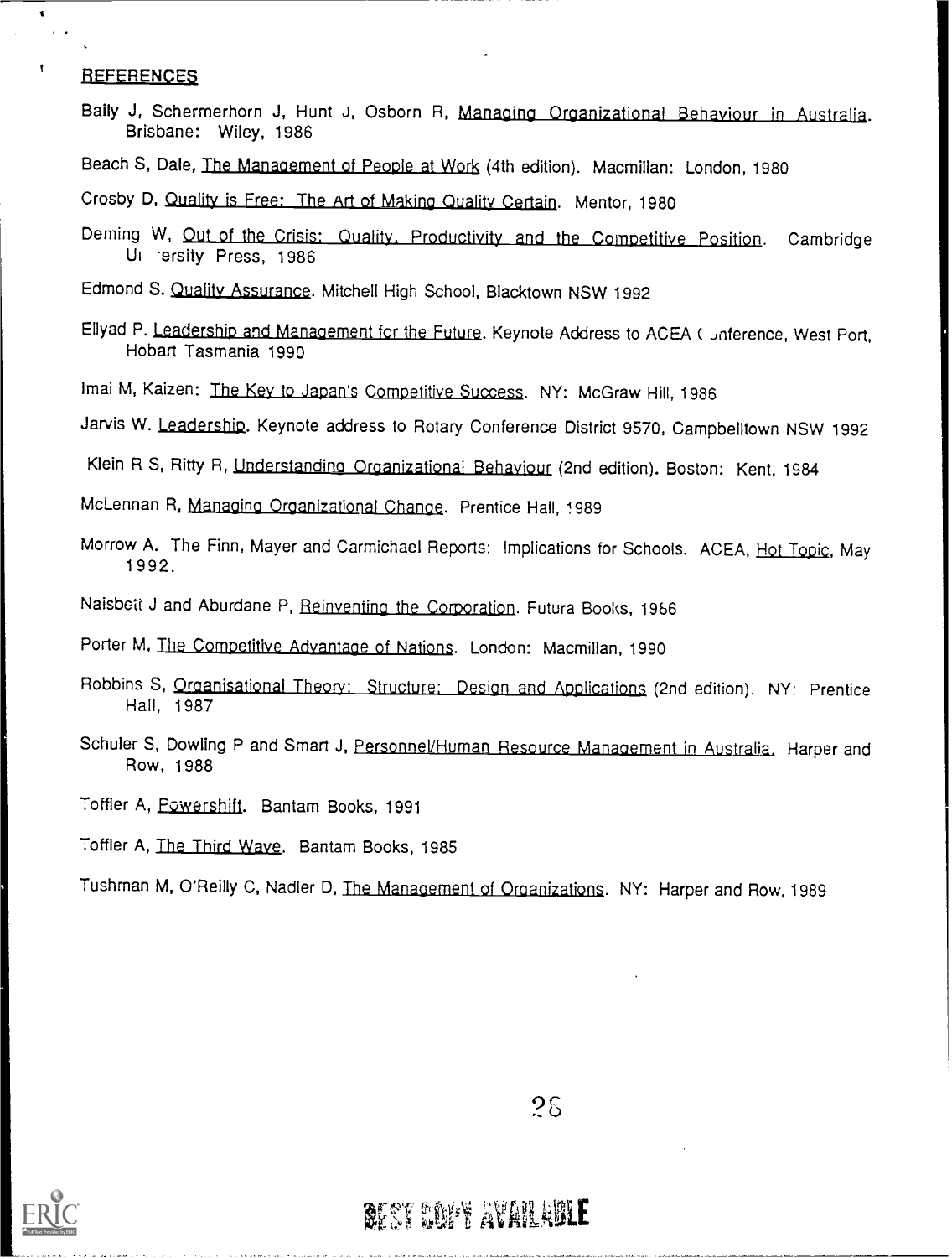## REFERENCES

Baily J, Schermerhorn J, Hunt J, Osborn R, Managing Organizational Behaviour in Australia. Brisbane: Wiley, 1986

Beach S, Dale, The Management of People at Work (4th edition). Macmillan: London, 1980

Crosby D, Quality is Free: The Art of Making Quality Certain. Mentor, 1980

Deming W, Out of the Crisis: Quality, Productivity and the Competitive Position. Cambridge University Press, 1986

Edmond S. Quality Assurance. Mitchell High School, Blacktown NSW 1992

Ellyad P. Leadership and Management for the Future. Keynote Address to ACEA Conference, West Port, Hobart Tasmania 1990

Imai M, Kaizen: The Key to Japan's Competitive Success. NY: McGraw Hill, 1986

Jarvis W. Leadership. Keynote address to Rotary Conference District 9570, Campbelltown NSW 1992

Klein R S, Ritty R, Understanding Organizational Behaviour (2nd edition). Boston: Kent, 1984

McLennan R, Managing Organizational Change. Prentice Hall, 1989

Morrow A. The Finn, Mayer and Carmichael Reports: Implications for Schools. ACEA, Hot Topic, May 1992.

Naisbett J and Aburdane P, Reinventing the Corporation. Futura Books, 1986

Porter M, The Competitive Advantage of Nations. London: Macmillan, 1990

Robbins S, Organisational Theory: Structure: Design and Applications (2nd edition). NY: Prentice Hall, 1987

Schuler S, Dowling P and Smart J, Personnel/Human Resource Management in Australia. Harper and Row, 1988

Toffler A, Powershift. Bantam Books, 1991

Toffler A, The Third Wave. Bantam Books, 1985

Tushman M, O'Reilly C, Nadler D, The Management of Organizations. NY: Harper and Row, 1989